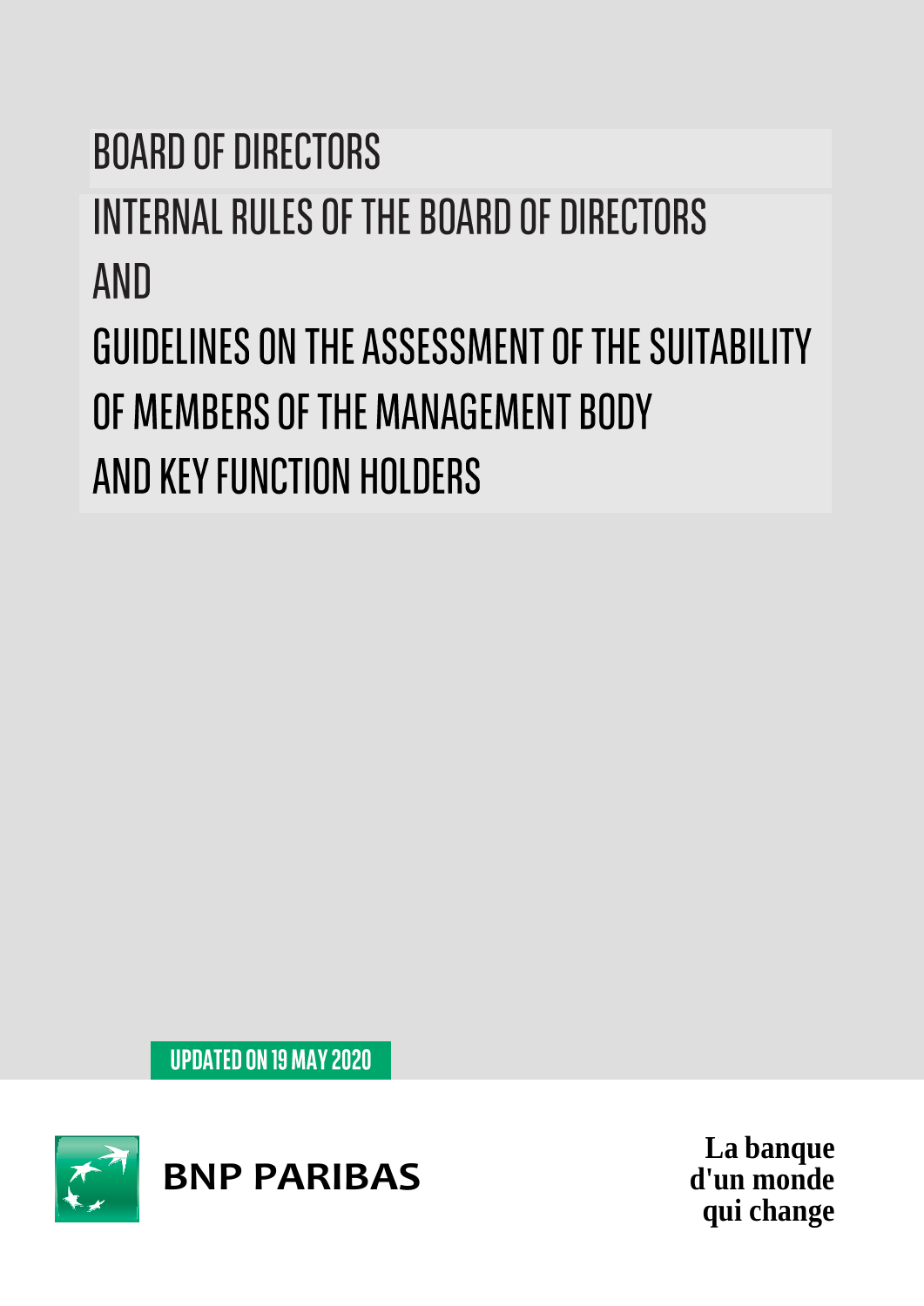# BOARD OF DIRECTORS

# INTERNAL RULES OF THE BOARD OF DIRECTORS

# AND

# GUIDELINES ON THE ASSESSMENT OF THE SUITABILITY OF MEMBERS OF THE MANAGEMENT BODY AND KEY FUNCTION HOLDERS

**UPDATED ON 19 MAY 2020**

BNP PARIBAS

**La banque d'un monde qui change**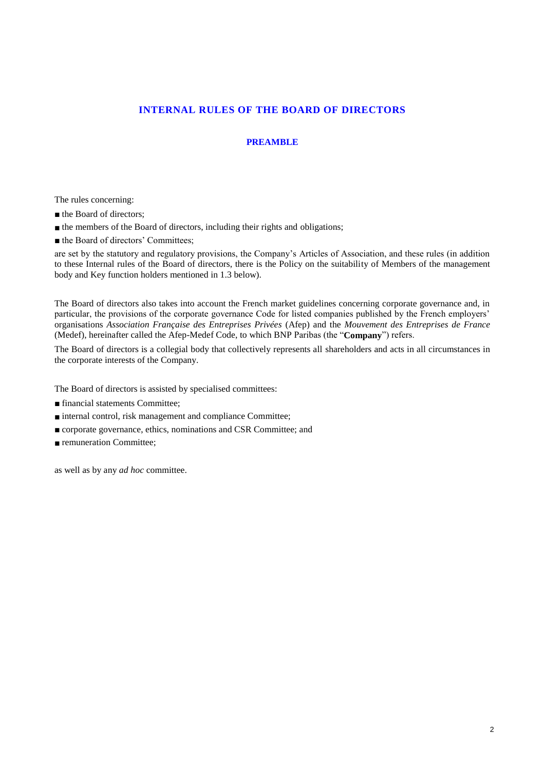# INTERNAL RULES OF THE BOARD OF DIRECTORS

## PREAMBLE

The rules concerning:

- the Board of directors;
- the members of the Board of directors, including their rights and obligations;
- the Board of directors' Committees;

are set by the statutory and regulatory provisions, the Company's Articles of Association, and these rules (in addition to these Internal rules of the Board of directors, there is the Policy on the suitability of Members of the management body and Key function holders mentioned in 1.3 below).

The Board of directors also takes into account the French market guidelines concerning corporate governance and, in particular, the provisions of the corporate governance Code for listed companies published by the French employers' organisations *Association Française des Entreprises Privées* (Afep) and the *Mouvement des Entreprises de France* (Medef), hereinafter called the Afep-Medef Code, to which BNP Paribas (the "**Company**") refers.

The Board of directors is a collegial body that collectively represents all shareholders and acts in all circumstances in the corporate interests of the Company.

The Board of directors is assisted by specialised committees:

- financial statements Committee;
- internal control, risk management and compliance Committee;
- corporate governance, ethics, nominations and CSR Committee; and
- remuneration Committee;

as well as by any *ad hoc* committee.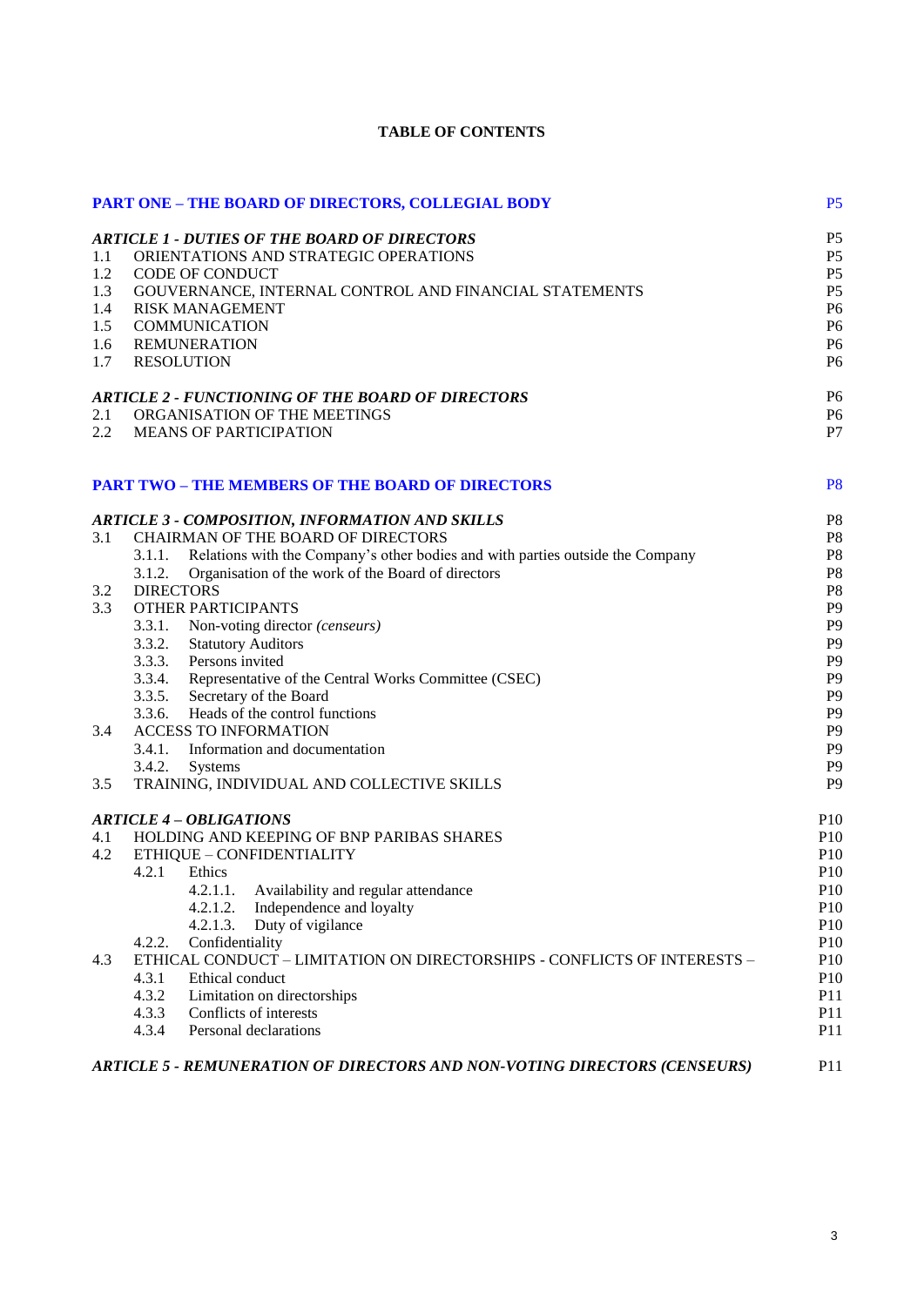**TABLE OF CONTENTS**

| | |
|---|---|
| **PART ONE – THE BOARD OF DIRECTORS, COLLEGIAL BODY** | P5 |
| ***ARTICLE 1 - DUTIES OF THE BOARD OF DIRECTORS*** | P5 |
| 1.1 ORIENTATIONS AND STRATEGIC OPERATIONS | P5 |
| 1.2 CODE OF CONDUCT | P5 |
| 1.3 GOUVERNANCE, INTERNAL CONTROL AND FINANCIAL STATEMENTS | P5 |
| 1.4 RISK MANAGEMENT | P6 |
| 1.5 COMMUNICATION | P6 |
| 1.6 REMUNERATION | P6 |
| 1.7 RESOLUTION | P6 |
| ***ARTICLE 2 - FUNCTIONING OF THE BOARD OF DIRECTORS*** | P6 |
| 2.1 ORGANISATION OF THE MEETINGS | P6 |
| 2.2 MEANS OF PARTICIPATION | P7 |
| **PART TWO – THE MEMBERS OF THE BOARD OF DIRECTORS** | P8 |
| ***ARTICLE 3 - COMPOSITION, INFORMATION AND SKILLS*** | P8 |
| 3.1 CHAIRMAN OF THE BOARD OF DIRECTORS | P8 |
| 3.1.1. Relations with the Company's other bodies and with parties outside the Company | P8 |
| 3.1.2. Organisation of the work of the Board of directors | P8 |
| 3.2 DIRECTORS | P8 |
| 3.3 OTHER PARTICIPANTS | P9 |
| 3.3.1. Non-voting director *(censeurs)* | P9 |
| 3.3.2. Statutory Auditors | P9 |
| 3.3.3. Persons invited | P9 |
| 3.3.4. Representative of the Central Works Committee (CSEC) | P9 |
| 3.3.5. Secretary of the Board | P9 |
| 3.3.6. Heads of the control functions | P9 |
| 3.4 ACCESS TO INFORMATION | P9 |
| 3.4.1. Information and documentation | P9 |
| 3.4.2. Systems | P9 |
| 3.5 TRAINING, INDIVIDUAL AND COLLECTIVE SKILLS | P9 |
| ***ARTICLE 4 – OBLIGATIONS*** | P10 |
| 4.1 HOLDING AND KEEPING OF BNP PARIBAS SHARES | P10 |
| 4.2 ETHIQUE – CONFIDENTIALITY | P10 |
| 4.2.1 Ethics | P10 |
| 4.2.1.1. Availability and regular attendance | P10 |
| 4.2.1.2. Independence and loyalty | P10 |
| 4.2.1.3. Duty of vigilance | P10 |
| 4.2.2. Confidentiality | P10 |
| 4.3 ETHICAL CONDUCT – LIMITATION ON DIRECTORSHIPS - CONFLICTS OF INTERESTS – | P10 |
| 4.3.1 Ethical conduct | P10 |
| 4.3.2 Limitation on directorships | P11 |
| 4.3.3 Conflicts of interests | P11 |
| 4.3.4 Personal declarations | P11 |
| ***ARTICLE 5 - REMUNERATION OF DIRECTORS AND NON-VOTING DIRECTORS (CENSEURS)*** | P11 |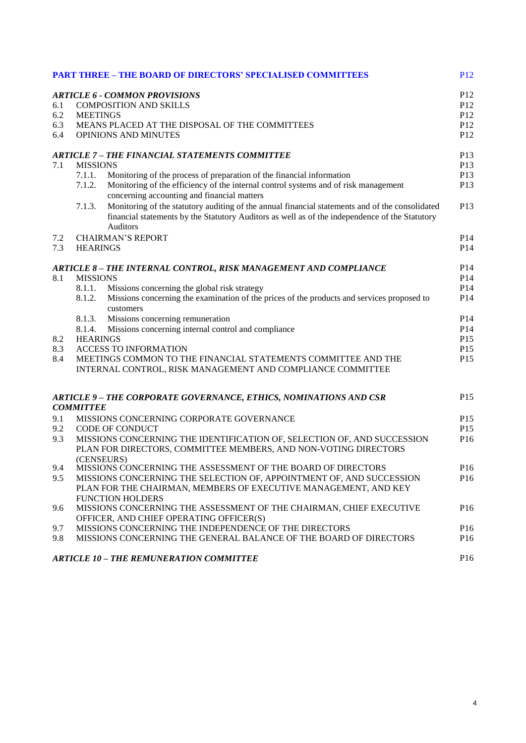| | | | |
|---|---|---|---|
| **PART THREE – THE BOARD OF DIRECTORS' SPECIALISED COMMITTEES** | | | P12 |
| ***ARTICLE 6 - COMMON PROVISIONS*** | | | P12 |
| 6.1 | COMPOSITION AND SKILLS | | P12 |
| 6.2 | MEETINGS | | P12 |
| 6.3 | MEANS PLACED AT THE DISPOSAL OF THE COMMITTEES | | P12 |
| 6.4 | OPINIONS AND MINUTES | | P12 |
| ***ARTICLE 7 – THE FINANCIAL STATEMENTS COMMITTEE*** | | | P13 |
| 7.1 | MISSIONS | | P13 |
| | 7.1.1. | Monitoring of the process of preparation of the financial information | P13 |
| | 7.1.2. | Monitoring of the efficiency of the internal control systems and of risk management concerning accounting and financial matters | P13 |
| | 7.1.3. | Monitoring of the statutory auditing of the annual financial statements and of the consolidated financial statements by the Statutory Auditors as well as of the independence of the Statutory Auditors | P13 |
| 7.2 | CHAIRMAN'S REPORT | | P14 |
| 7.3 | HEARINGS | | P14 |
| ***ARTICLE 8 – THE INTERNAL CONTROL, RISK MANAGEMENT AND COMPLIANCE*** | | | P14 |
| 8.1 | MISSIONS | | P14 |
| | 8.1.1. | Missions concerning the global risk strategy | P14 |
| | 8.1.2. | Missions concerning the examination of the prices of the products and services proposed to customers | P14 |
| | 8.1.3. | Missions concerning remuneration | P14 |
| | 8.1.4. | Missions concerning internal control and compliance | P14 |
| 8.2 | HEARINGS | | P15 |
| 8.3 | ACCESS TO INFORMATION | | P15 |
| 8.4 | MEETINGS COMMON TO THE FINANCIAL STATEMENTS COMMITTEE AND THE INTERNAL CONTROL, RISK MANAGEMENT AND COMPLIANCE COMMITTEE | | P15 |
| ***ARTICLE 9 – THE CORPORATE GOVERNANCE, ETHICS, NOMINATIONS AND CSR COMMITTEE*** | | | P15 |
| 9.1 | MISSIONS CONCERNING CORPORATE GOVERNANCE | | P15 |
| 9.2 | CODE OF CONDUCT | | P15 |
| 9.3 | MISSIONS CONCERNING THE IDENTIFICATION OF, SELECTION OF, AND SUCCESSION PLAN FOR DIRECTORS, COMMITTEE MEMBERS, AND NON-VOTING DIRECTORS (CENSEURS) | | P16 |
| 9.4 | MISSIONS CONCERNING THE ASSESSMENT OF THE BOARD OF DIRECTORS | | P16 |
| 9.5 | MISSIONS CONCERNING THE SELECTION OF, APPOINTMENT OF, AND SUCCESSION PLAN FOR THE CHAIRMAN, MEMBERS OF EXECUTIVE MANAGEMENT, AND KEY FUNCTION HOLDERS | | P16 |
| 9.6 | MISSIONS CONCERNING THE ASSESSMENT OF THE CHAIRMAN, CHIEF EXECUTIVE OFFICER, AND CHIEF OPERATING OFFICER(S) | | P16 |
| 9.7 | MISSIONS CONCERNING THE INDEPENDENCE OF THE DIRECTORS | | P16 |
| 9.8 | MISSIONS CONCERNING THE GENERAL BALANCE OF THE BOARD OF DIRECTORS | | P16 |
| ***ARTICLE 10 – THE REMUNERATION COMMITTEE*** | | | P16 |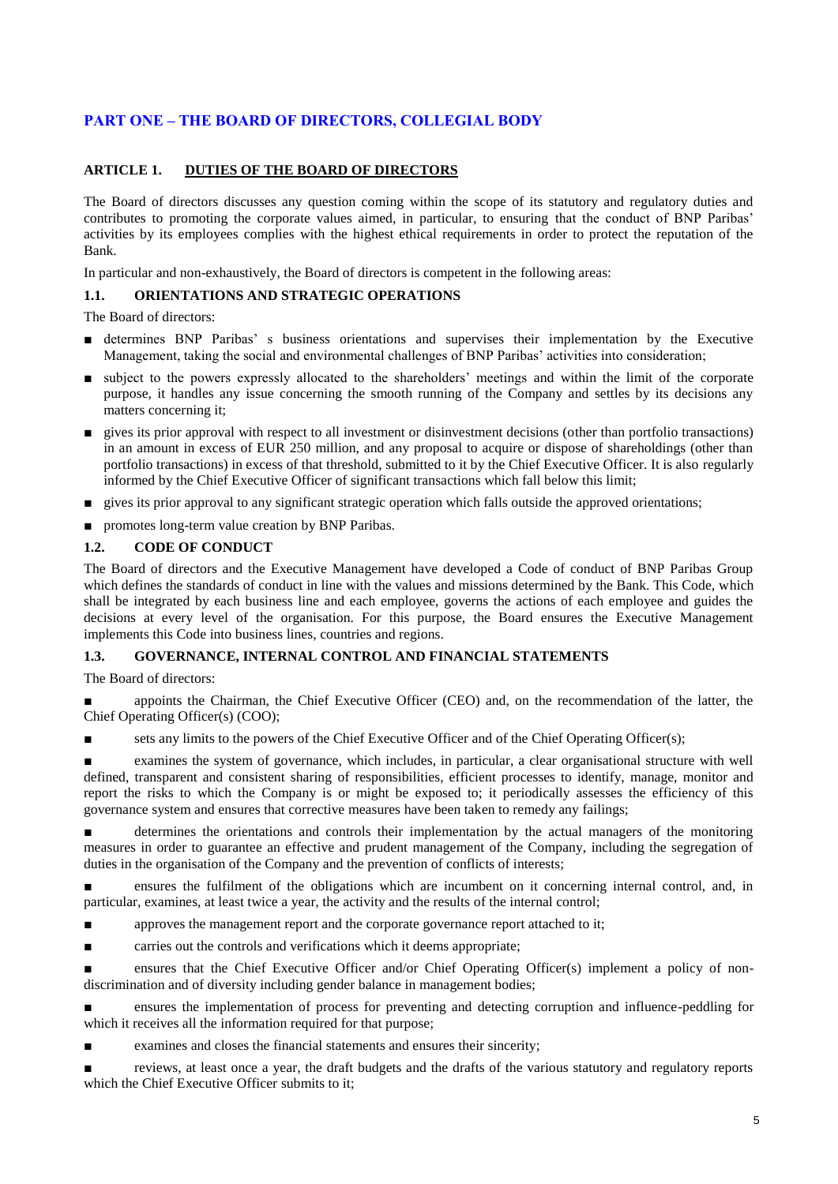# PART ONE – THE BOARD OF DIRECTORS, COLLEGIAL BODY

## ARTICLE 1. DUTIES OF THE BOARD OF DIRECTORS

The Board of directors discusses any question coming within the scope of its statutory and regulatory duties and contributes to promoting the corporate values aimed, in particular, to ensuring that the conduct of BNP Paribas' activities by its employees complies with the highest ethical requirements in order to protect the reputation of the Bank.

In particular and non-exhaustively, the Board of directors is competent in the following areas:

### 1.1. ORIENTATIONS AND STRATEGIC OPERATIONS

The Board of directors:

- determines BNP Paribas' s business orientations and supervises their implementation by the Executive Management, taking the social and environmental challenges of BNP Paribas' activities into consideration;
- subject to the powers expressly allocated to the shareholders' meetings and within the limit of the corporate purpose, it handles any issue concerning the smooth running of the Company and settles by its decisions any matters concerning it;
- gives its prior approval with respect to all investment or disinvestment decisions (other than portfolio transactions) in an amount in excess of EUR 250 million, and any proposal to acquire or dispose of shareholdings (other than portfolio transactions) in excess of that threshold, submitted to it by the Chief Executive Officer. It is also regularly informed by the Chief Executive Officer of significant transactions which fall below this limit;
- gives its prior approval to any significant strategic operation which falls outside the approved orientations;
- promotes long-term value creation by BNP Paribas.

### 1.2. CODE OF CONDUCT

The Board of directors and the Executive Management have developed a Code of conduct of BNP Paribas Group which defines the standards of conduct in line with the values and missions determined by the Bank. This Code, which shall be integrated by each business line and each employee, governs the actions of each employee and guides the decisions at every level of the organisation. For this purpose, the Board ensures the Executive Management implements this Code into business lines, countries and regions.

### 1.3. GOVERNANCE, INTERNAL CONTROL AND FINANCIAL STATEMENTS

The Board of directors:

- appoints the Chairman, the Chief Executive Officer (CEO) and, on the recommendation of the latter, the Chief Operating Officer(s) (COO);
- sets any limits to the powers of the Chief Executive Officer and of the Chief Operating Officer(s);
- examines the system of governance, which includes, in particular, a clear organisational structure with well defined, transparent and consistent sharing of responsibilities, efficient processes to identify, manage, monitor and report the risks to which the Company is or might be exposed to; it periodically assesses the efficiency of this governance system and ensures that corrective measures have been taken to remedy any failings;
- determines the orientations and controls their implementation by the actual managers of the monitoring measures in order to guarantee an effective and prudent management of the Company, including the segregation of duties in the organisation of the Company and the prevention of conflicts of interests;
- ensures the fulfilment of the obligations which are incumbent on it concerning internal control, and, in particular, examines, at least twice a year, the activity and the results of the internal control;
- approves the management report and the corporate governance report attached to it;
- carries out the controls and verifications which it deems appropriate;
- ensures that the Chief Executive Officer and/or Chief Operating Officer(s) implement a policy of non-discrimination and of diversity including gender balance in management bodies;
- ensures the implementation of process for preventing and detecting corruption and influence-peddling for which it receives all the information required for that purpose;
- examines and closes the financial statements and ensures their sincerity;
- reviews, at least once a year, the draft budgets and the drafts of the various statutory and regulatory reports which the Chief Executive Officer submits to it;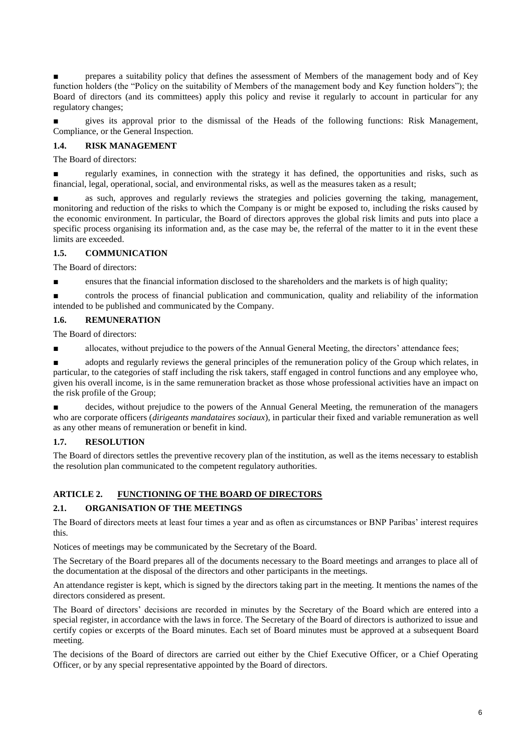■ prepares a suitability policy that defines the assessment of Members of the management body and of Key function holders (the "Policy on the suitability of Members of the management body and Key function holders"); the Board of directors (and its committees) apply this policy and revise it regularly to account in particular for any regulatory changes;

■ gives its approval prior to the dismissal of the Heads of the following functions: Risk Management, Compliance, or the General Inspection.

### 1.4. RISK MANAGEMENT

The Board of directors:

■ regularly examines, in connection with the strategy it has defined, the opportunities and risks, such as financial, legal, operational, social, and environmental risks, as well as the measures taken as a result;

■ as such, approves and regularly reviews the strategies and policies governing the taking, management, monitoring and reduction of the risks to which the Company is or might be exposed to, including the risks caused by the economic environment. In particular, the Board of directors approves the global risk limits and puts into place a specific process organising its information and, as the case may be, the referral of the matter to it in the event these limits are exceeded.

### 1.5. COMMUNICATION

The Board of directors:

■ ensures that the financial information disclosed to the shareholders and the markets is of high quality;

■ controls the process of financial publication and communication, quality and reliability of the information intended to be published and communicated by the Company.

### 1.6. REMUNERATION

The Board of directors:

■ allocates, without prejudice to the powers of the Annual General Meeting, the directors' attendance fees;

■ adopts and regularly reviews the general principles of the remuneration policy of the Group which relates, in particular, to the categories of staff including the risk takers, staff engaged in control functions and any employee who, given his overall income, is in the same remuneration bracket as those whose professional activities have an impact on the risk profile of the Group;

■ decides, without prejudice to the powers of the Annual General Meeting, the remuneration of the managers who are corporate officers (*dirigeants mandataires sociaux*), in particular their fixed and variable remuneration as well as any other means of remuneration or benefit in kind.

### 1.7. RESOLUTION

The Board of directors settles the preventive recovery plan of the institution, as well as the items necessary to establish the resolution plan communicated to the competent regulatory authorities.

## ARTICLE 2. FUNCTIONING OF THE BOARD OF DIRECTORS

### 2.1. ORGANISATION OF THE MEETINGS

The Board of directors meets at least four times a year and as often as circumstances or BNP Paribas' interest requires this.

Notices of meetings may be communicated by the Secretary of the Board.

The Secretary of the Board prepares all of the documents necessary to the Board meetings and arranges to place all of the documentation at the disposal of the directors and other participants in the meetings.

An attendance register is kept, which is signed by the directors taking part in the meeting. It mentions the names of the directors considered as present.

The Board of directors' decisions are recorded in minutes by the Secretary of the Board which are entered into a special register, in accordance with the laws in force. The Secretary of the Board of directors is authorized to issue and certify copies or excerpts of the Board minutes. Each set of Board minutes must be approved at a subsequent Board meeting.

The decisions of the Board of directors are carried out either by the Chief Executive Officer, or a Chief Operating Officer, or by any special representative appointed by the Board of directors.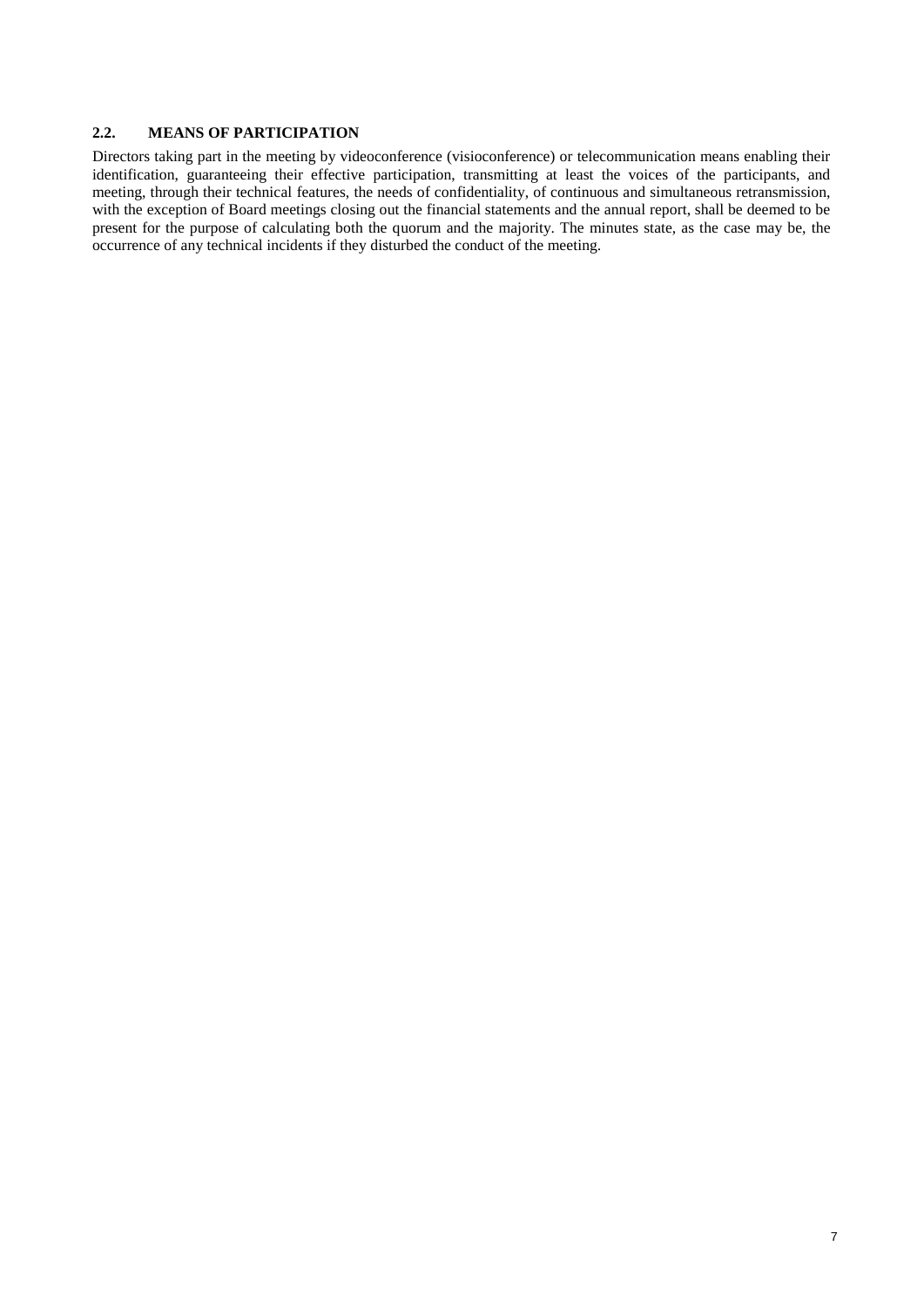### 2.2. MEANS OF PARTICIPATION

Directors taking part in the meeting by videoconference (visioconference) or telecommunication means enabling their identification, guaranteeing their effective participation, transmitting at least the voices of the participants, and meeting, through their technical features, the needs of confidentiality, of continuous and simultaneous retransmission, with the exception of Board meetings closing out the financial statements and the annual report, shall be deemed to be present for the purpose of calculating both the quorum and the majority. The minutes state, as the case may be, the occurrence of any technical incidents if they disturbed the conduct of the meeting.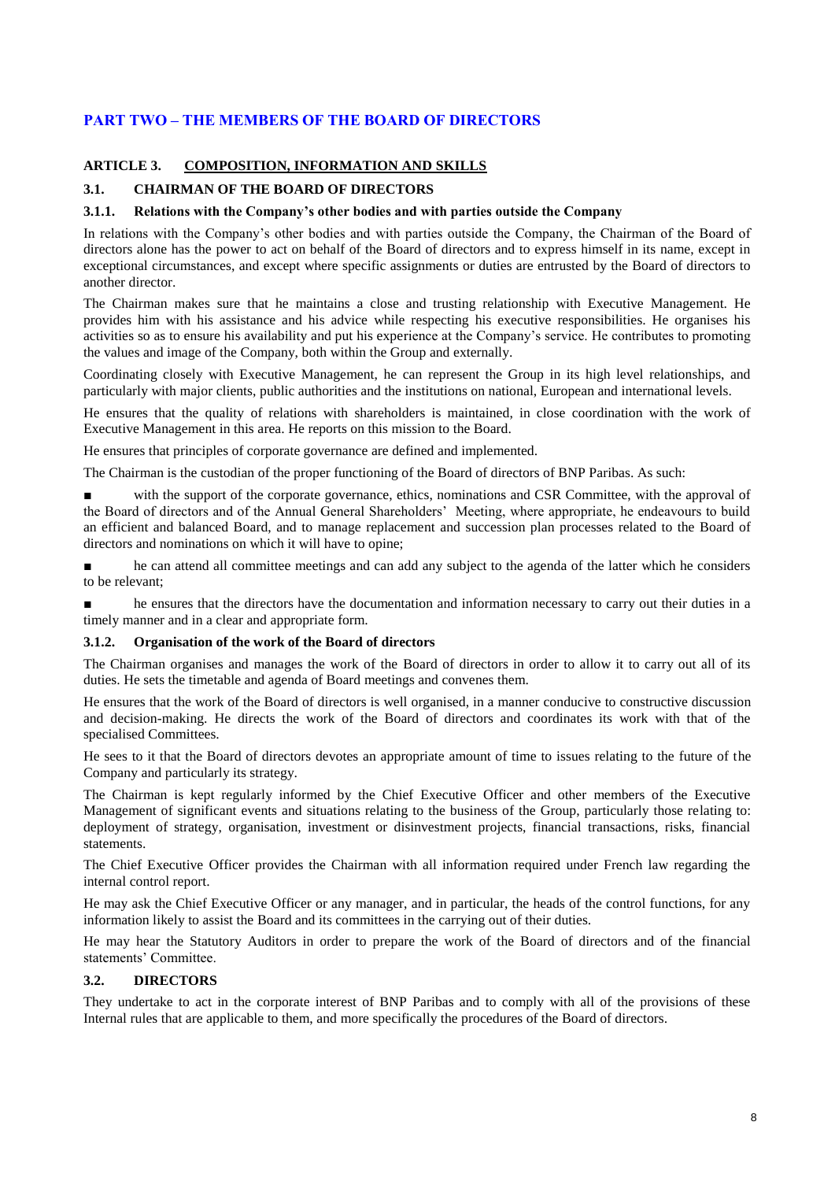# PART TWO – THE MEMBERS OF THE BOARD OF DIRECTORS

## ARTICLE 3. COMPOSITION, INFORMATION AND SKILLS

### 3.1. CHAIRMAN OF THE BOARD OF DIRECTORS

#### 3.1.1. Relations with the Company's other bodies and with parties outside the Company

In relations with the Company's other bodies and with parties outside the Company, the Chairman of the Board of directors alone has the power to act on behalf of the Board of directors and to express himself in its name, except in exceptional circumstances, and except where specific assignments or duties are entrusted by the Board of directors to another director.

The Chairman makes sure that he maintains a close and trusting relationship with Executive Management. He provides him with his assistance and his advice while respecting his executive responsibilities. He organises his activities so as to ensure his availability and put his experience at the Company's service. He contributes to promoting the values and image of the Company, both within the Group and externally.

Coordinating closely with Executive Management, he can represent the Group in its high level relationships, and particularly with major clients, public authorities and the institutions on national, European and international levels.

He ensures that the quality of relations with shareholders is maintained, in close coordination with the work of Executive Management in this area. He reports on this mission to the Board.

He ensures that principles of corporate governance are defined and implemented.

The Chairman is the custodian of the proper functioning of the Board of directors of BNP Paribas. As such:

- with the support of the corporate governance, ethics, nominations and CSR Committee, with the approval of the Board of directors and of the Annual General Shareholders' Meeting, where appropriate, he endeavours to build an efficient and balanced Board, and to manage replacement and succession plan processes related to the Board of directors and nominations on which it will have to opine;
- he can attend all committee meetings and can add any subject to the agenda of the latter which he considers to be relevant;
- he ensures that the directors have the documentation and information necessary to carry out their duties in a timely manner and in a clear and appropriate form.

#### 3.1.2. Organisation of the work of the Board of directors

The Chairman organises and manages the work of the Board of directors in order to allow it to carry out all of its duties. He sets the timetable and agenda of Board meetings and convenes them.

He ensures that the work of the Board of directors is well organised, in a manner conducive to constructive discussion and decision-making. He directs the work of the Board of directors and coordinates its work with that of the specialised Committees.

He sees to it that the Board of directors devotes an appropriate amount of time to issues relating to the future of the Company and particularly its strategy.

The Chairman is kept regularly informed by the Chief Executive Officer and other members of the Executive Management of significant events and situations relating to the business of the Group, particularly those relating to: deployment of strategy, organisation, investment or disinvestment projects, financial transactions, risks, financial statements.

The Chief Executive Officer provides the Chairman with all information required under French law regarding the internal control report.

He may ask the Chief Executive Officer or any manager, and in particular, the heads of the control functions, for any information likely to assist the Board and its committees in the carrying out of their duties.

He may hear the Statutory Auditors in order to prepare the work of the Board of directors and of the financial statements' Committee.

### 3.2. DIRECTORS

They undertake to act in the corporate interest of BNP Paribas and to comply with all of the provisions of these Internal rules that are applicable to them, and more specifically the procedures of the Board of directors.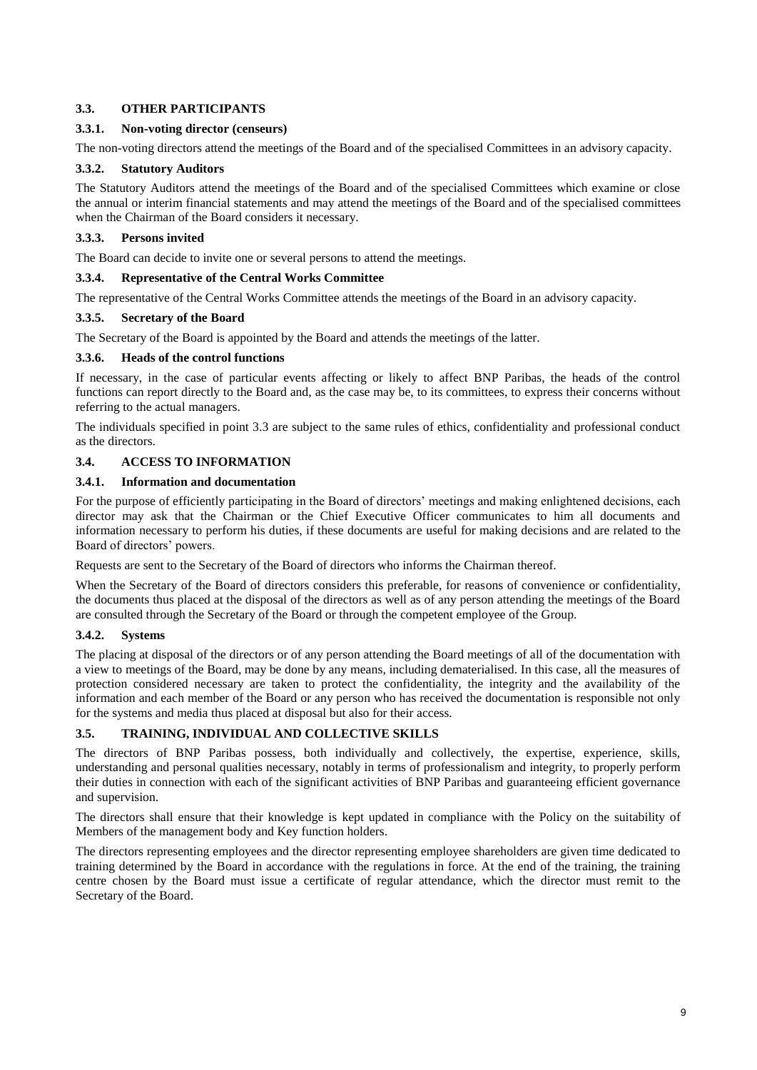## 3.3. OTHER PARTICIPANTS

### 3.3.1. Non-voting director (censeurs)

The non-voting directors attend the meetings of the Board and of the specialised Committees in an advisory capacity.

### 3.3.2. Statutory Auditors

The Statutory Auditors attend the meetings of the Board and of the specialised Committees which examine or close the annual or interim financial statements and may attend the meetings of the Board and of the specialised committees when the Chairman of the Board considers it necessary.

### 3.3.3. Persons invited

The Board can decide to invite one or several persons to attend the meetings.

### 3.3.4. Representative of the Central Works Committee

The representative of the Central Works Committee attends the meetings of the Board in an advisory capacity.

### 3.3.5. Secretary of the Board

The Secretary of the Board is appointed by the Board and attends the meetings of the latter.

### 3.3.6. Heads of the control functions

If necessary, in the case of particular events affecting or likely to affect BNP Paribas, the heads of the control functions can report directly to the Board and, as the case may be, to its committees, to express their concerns without referring to the actual managers.

The individuals specified in point 3.3 are subject to the same rules of ethics, confidentiality and professional conduct as the directors.

## 3.4. ACCESS TO INFORMATION

### 3.4.1. Information and documentation

For the purpose of efficiently participating in the Board of directors' meetings and making enlightened decisions, each director may ask that the Chairman or the Chief Executive Officer communicates to him all documents and information necessary to perform his duties, if these documents are useful for making decisions and are related to the Board of directors' powers.

Requests are sent to the Secretary of the Board of directors who informs the Chairman thereof.

When the Secretary of the Board of directors considers this preferable, for reasons of convenience or confidentiality, the documents thus placed at the disposal of the directors as well as of any person attending the meetings of the Board are consulted through the Secretary of the Board or through the competent employee of the Group.

### 3.4.2. Systems

The placing at disposal of the directors or of any person attending the Board meetings of all of the documentation with a view to meetings of the Board, may be done by any means, including dematerialised. In this case, all the measures of protection considered necessary are taken to protect the confidentiality, the integrity and the availability of the information and each member of the Board or any person who has received the documentation is responsible not only for the systems and media thus placed at disposal but also for their access.

## 3.5. TRAINING, INDIVIDUAL AND COLLECTIVE SKILLS

The directors of BNP Paribas possess, both individually and collectively, the expertise, experience, skills, understanding and personal qualities necessary, notably in terms of professionalism and integrity, to properly perform their duties in connection with each of the significant activities of BNP Paribas and guaranteeing efficient governance and supervision.

The directors shall ensure that their knowledge is kept updated in compliance with the Policy on the suitability of Members of the management body and Key function holders.

The directors representing employees and the director representing employee shareholders are given time dedicated to training determined by the Board in accordance with the regulations in force. At the end of the training, the training centre chosen by the Board must issue a certificate of regular attendance, which the director must remit to the Secretary of the Board.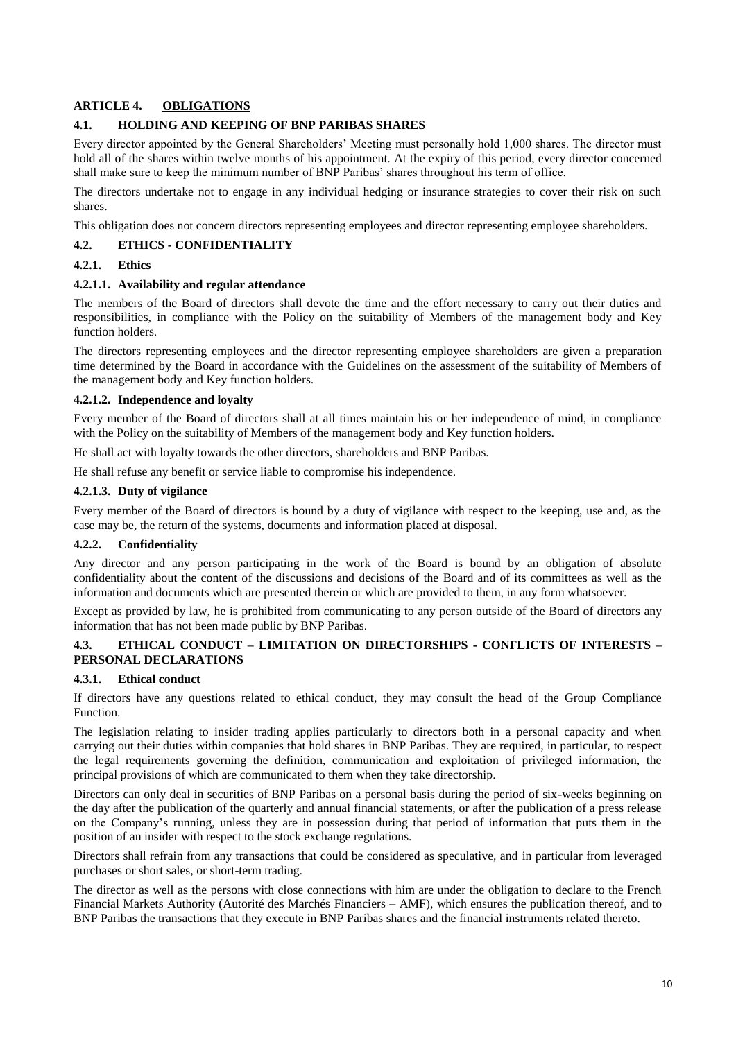## ARTICLE 4. OBLIGATIONS

### 4.1. HOLDING AND KEEPING OF BNP PARIBAS SHARES

Every director appointed by the General Shareholders' Meeting must personally hold 1,000 shares. The director must hold all of the shares within twelve months of his appointment. At the expiry of this period, every director concerned shall make sure to keep the minimum number of BNP Paribas' shares throughout his term of office.

The directors undertake not to engage in any individual hedging or insurance strategies to cover their risk on such shares.

This obligation does not concern directors representing employees and director representing employee shareholders.

### 4.2. ETHICS - CONFIDENTIALITY

#### 4.2.1. Ethics

##### 4.2.1.1. Availability and regular attendance

The members of the Board of directors shall devote the time and the effort necessary to carry out their duties and responsibilities, in compliance with the Policy on the suitability of Members of the management body and Key function holders.

The directors representing employees and the director representing employee shareholders are given a preparation time determined by the Board in accordance with the Guidelines on the assessment of the suitability of Members of the management body and Key function holders.

##### 4.2.1.2. Independence and loyalty

Every member of the Board of directors shall at all times maintain his or her independence of mind, in compliance with the Policy on the suitability of Members of the management body and Key function holders.

He shall act with loyalty towards the other directors, shareholders and BNP Paribas.

He shall refuse any benefit or service liable to compromise his independence.

##### 4.2.1.3. Duty of vigilance

Every member of the Board of directors is bound by a duty of vigilance with respect to the keeping, use and, as the case may be, the return of the systems, documents and information placed at disposal.

#### 4.2.2. Confidentiality

Any director and any person participating in the work of the Board is bound by an obligation of absolute confidentiality about the content of the discussions and decisions of the Board and of its committees as well as the information and documents which are presented therein or which are provided to them, in any form whatsoever.

Except as provided by law, he is prohibited from communicating to any person outside of the Board of directors any information that has not been made public by BNP Paribas.

### 4.3. ETHICAL CONDUCT – LIMITATION ON DIRECTORSHIPS - CONFLICTS OF INTERESTS – PERSONAL DECLARATIONS

#### 4.3.1. Ethical conduct

If directors have any questions related to ethical conduct, they may consult the head of the Group Compliance Function.

The legislation relating to insider trading applies particularly to directors both in a personal capacity and when carrying out their duties within companies that hold shares in BNP Paribas. They are required, in particular, to respect the legal requirements governing the definition, communication and exploitation of privileged information, the principal provisions of which are communicated to them when they take directorship.

Directors can only deal in securities of BNP Paribas on a personal basis during the period of six-weeks beginning on the day after the publication of the quarterly and annual financial statements, or after the publication of a press release on the Company's running, unless they are in possession during that period of information that puts them in the position of an insider with respect to the stock exchange regulations.

Directors shall refrain from any transactions that could be considered as speculative, and in particular from leveraged purchases or short sales, or short-term trading.

The director as well as the persons with close connections with him are under the obligation to declare to the French Financial Markets Authority (Autorité des Marchés Financiers – AMF), which ensures the publication thereof, and to BNP Paribas the transactions that they execute in BNP Paribas shares and the financial instruments related thereto.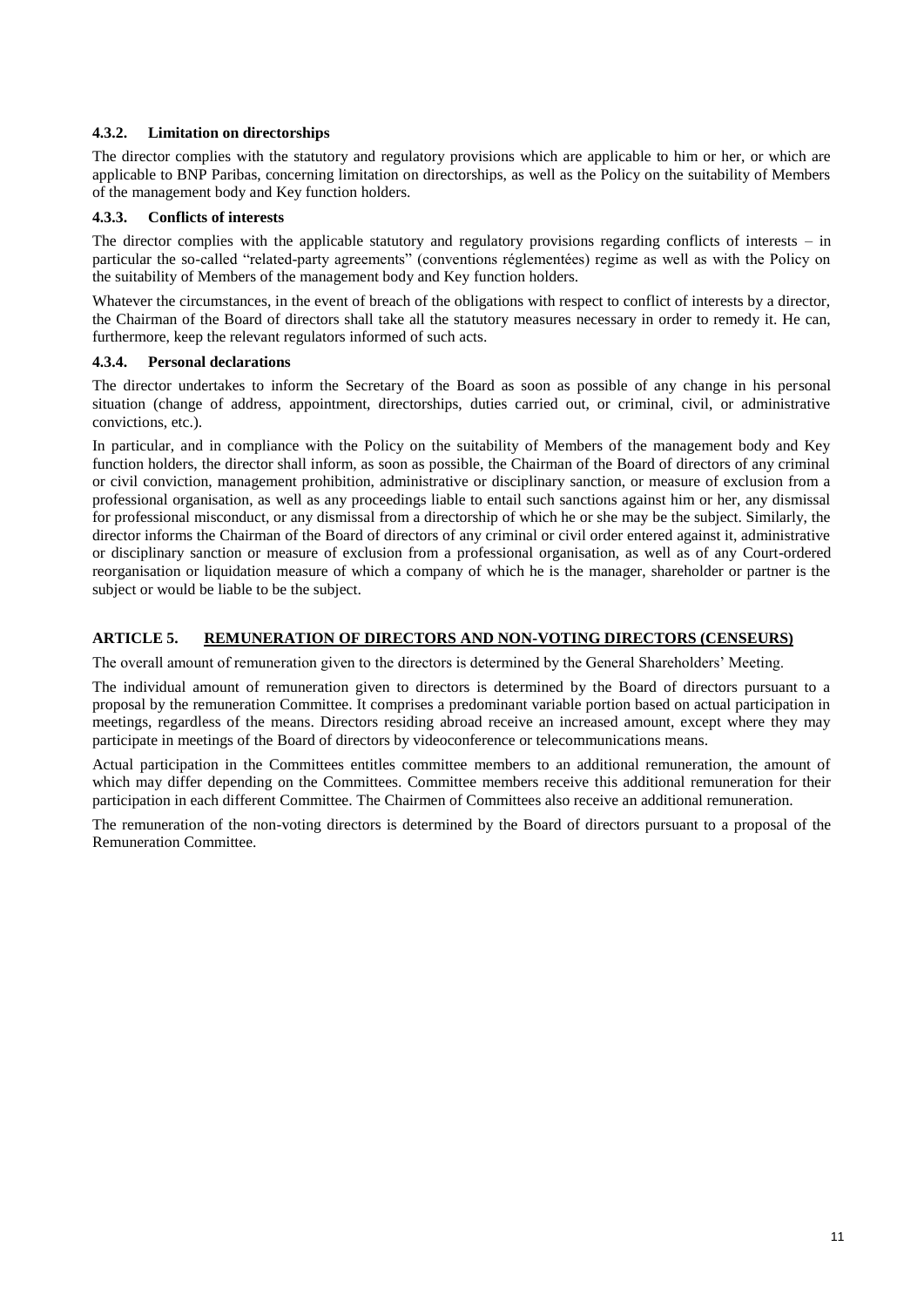#### 4.3.2. Limitation on directorships

The director complies with the statutory and regulatory provisions which are applicable to him or her, or which are applicable to BNP Paribas, concerning limitation on directorships, as well as the Policy on the suitability of Members of the management body and Key function holders.

#### 4.3.3. Conflicts of interests

The director complies with the applicable statutory and regulatory provisions regarding conflicts of interests – in particular the so-called "related-party agreements" (conventions réglementées) regime as well as with the Policy on the suitability of Members of the management body and Key function holders.

Whatever the circumstances, in the event of breach of the obligations with respect to conflict of interests by a director, the Chairman of the Board of directors shall take all the statutory measures necessary in order to remedy it. He can, furthermore, keep the relevant regulators informed of such acts.

#### 4.3.4. Personal declarations

The director undertakes to inform the Secretary of the Board as soon as possible of any change in his personal situation (change of address, appointment, directorships, duties carried out, or criminal, civil, or administrative convictions, etc.).

In particular, and in compliance with the Policy on the suitability of Members of the management body and Key function holders, the director shall inform, as soon as possible, the Chairman of the Board of directors of any criminal or civil conviction, management prohibition, administrative or disciplinary sanction, or measure of exclusion from a professional organisation, as well as any proceedings liable to entail such sanctions against him or her, any dismissal for professional misconduct, or any dismissal from a directorship of which he or she may be the subject. Similarly, the director informs the Chairman of the Board of directors of any criminal or civil order entered against it, administrative or disciplinary sanction or measure of exclusion from a professional organisation, as well as of any Court-ordered reorganisation or liquidation measure of which a company of which he is the manager, shareholder or partner is the subject or would be liable to be the subject.

## ARTICLE 5. REMUNERATION OF DIRECTORS AND NON-VOTING DIRECTORS (CENSEURS)

The overall amount of remuneration given to the directors is determined by the General Shareholders' Meeting.

The individual amount of remuneration given to directors is determined by the Board of directors pursuant to a proposal by the remuneration Committee. It comprises a predominant variable portion based on actual participation in meetings, regardless of the means. Directors residing abroad receive an increased amount, except where they may participate in meetings of the Board of directors by videoconference or telecommunications means.

Actual participation in the Committees entitles committee members to an additional remuneration, the amount of which may differ depending on the Committees. Committee members receive this additional remuneration for their participation in each different Committee. The Chairmen of Committees also receive an additional remuneration.

The remuneration of the non-voting directors is determined by the Board of directors pursuant to a proposal of the Remuneration Committee.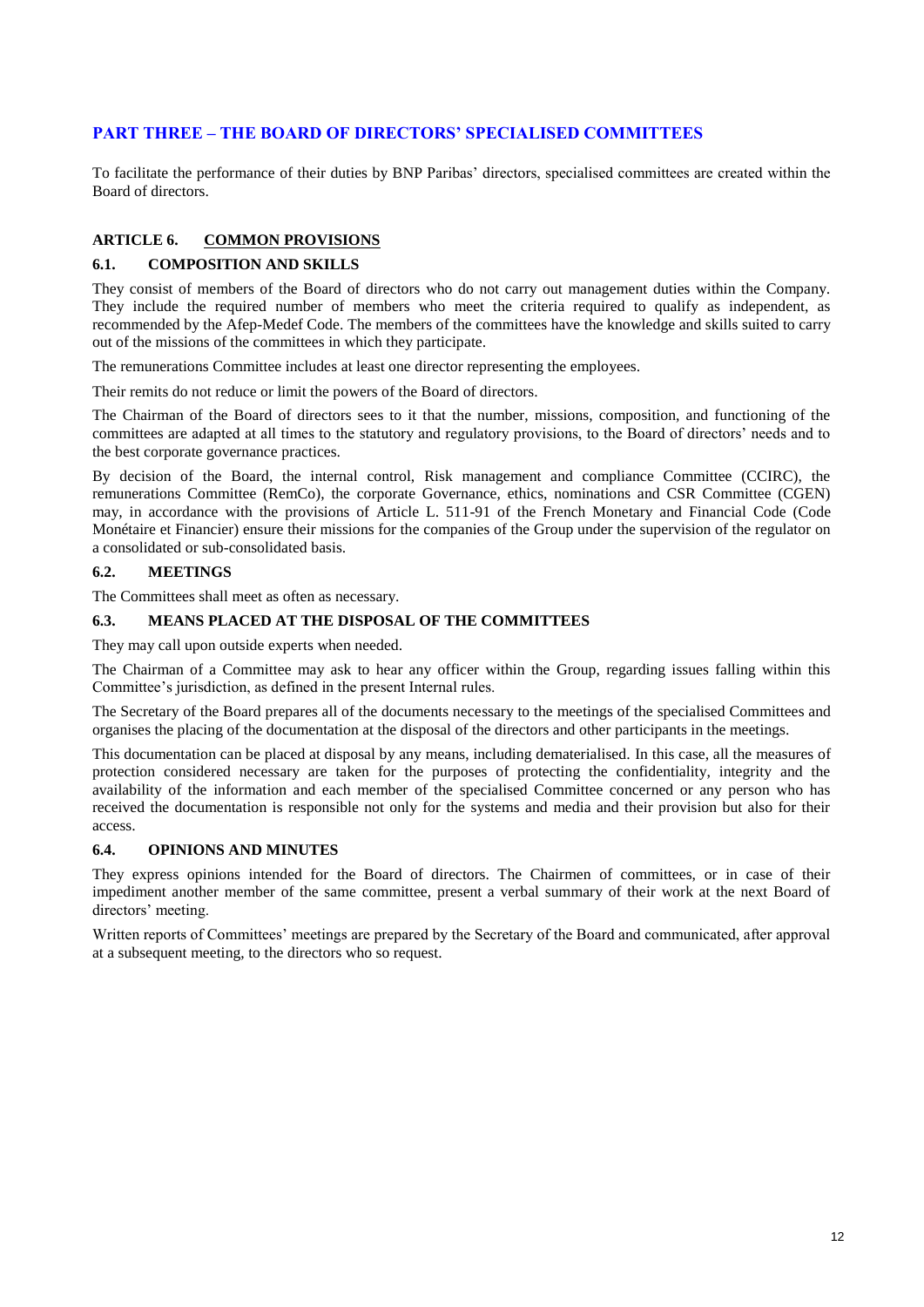# PART THREE – THE BOARD OF DIRECTORS' SPECIALISED COMMITTEES

To facilitate the performance of their duties by BNP Paribas' directors, specialised committees are created within the Board of directors.

## ARTICLE 6. COMMON PROVISIONS

### 6.1. COMPOSITION AND SKILLS

They consist of members of the Board of directors who do not carry out management duties within the Company. They include the required number of members who meet the criteria required to qualify as independent, as recommended by the Afep-Medef Code. The members of the committees have the knowledge and skills suited to carry out of the missions of the committees in which they participate.

The remunerations Committee includes at least one director representing the employees.

Their remits do not reduce or limit the powers of the Board of directors.

The Chairman of the Board of directors sees to it that the number, missions, composition, and functioning of the committees are adapted at all times to the statutory and regulatory provisions, to the Board of directors' needs and to the best corporate governance practices.

By decision of the Board, the internal control, Risk management and compliance Committee (CCIRC), the remunerations Committee (RemCo), the corporate Governance, ethics, nominations and CSR Committee (CGEN) may, in accordance with the provisions of Article L. 511-91 of the French Monetary and Financial Code (Code Monétaire et Financier) ensure their missions for the companies of the Group under the supervision of the regulator on a consolidated or sub-consolidated basis.

### 6.2. MEETINGS

The Committees shall meet as often as necessary.

### 6.3. MEANS PLACED AT THE DISPOSAL OF THE COMMITTEES

They may call upon outside experts when needed.

The Chairman of a Committee may ask to hear any officer within the Group, regarding issues falling within this Committee's jurisdiction, as defined in the present Internal rules.

The Secretary of the Board prepares all of the documents necessary to the meetings of the specialised Committees and organises the placing of the documentation at the disposal of the directors and other participants in the meetings.

This documentation can be placed at disposal by any means, including dematerialised. In this case, all the measures of protection considered necessary are taken for the purposes of protecting the confidentiality, integrity and the availability of the information and each member of the specialised Committee concerned or any person who has received the documentation is responsible not only for the systems and media and their provision but also for their access.

### 6.4. OPINIONS AND MINUTES

They express opinions intended for the Board of directors. The Chairmen of committees, or in case of their impediment another member of the same committee, present a verbal summary of their work at the next Board of directors' meeting.

Written reports of Committees' meetings are prepared by the Secretary of the Board and communicated, after approval at a subsequent meeting, to the directors who so request.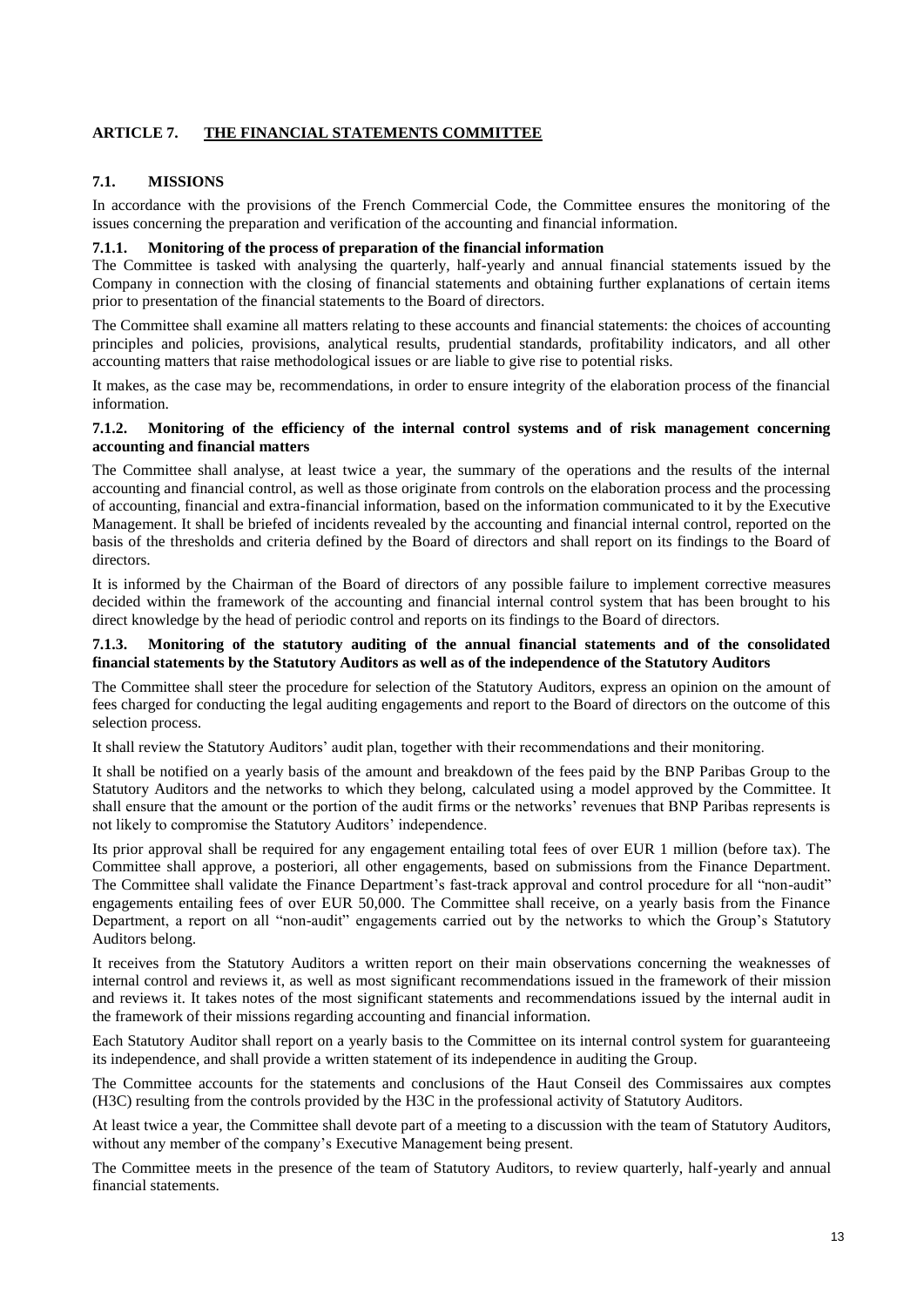## ARTICLE 7. THE FINANCIAL STATEMENTS COMMITTEE

### 7.1. MISSIONS

In accordance with the provisions of the French Commercial Code, the Committee ensures the monitoring of the issues concerning the preparation and verification of the accounting and financial information.

#### 7.1.1. Monitoring of the process of preparation of the financial information

The Committee is tasked with analysing the quarterly, half-yearly and annual financial statements issued by the Company in connection with the closing of financial statements and obtaining further explanations of certain items prior to presentation of the financial statements to the Board of directors.

The Committee shall examine all matters relating to these accounts and financial statements: the choices of accounting principles and policies, provisions, analytical results, prudential standards, profitability indicators, and all other accounting matters that raise methodological issues or are liable to give rise to potential risks.

It makes, as the case may be, recommendations, in order to ensure integrity of the elaboration process of the financial information.

#### 7.1.2. Monitoring of the efficiency of the internal control systems and of risk management concerning accounting and financial matters

The Committee shall analyse, at least twice a year, the summary of the operations and the results of the internal accounting and financial control, as well as those originate from controls on the elaboration process and the processing of accounting, financial and extra-financial information, based on the information communicated to it by the Executive Management. It shall be briefed of incidents revealed by the accounting and financial internal control, reported on the basis of the thresholds and criteria defined by the Board of directors and shall report on its findings to the Board of directors.

It is informed by the Chairman of the Board of directors of any possible failure to implement corrective measures decided within the framework of the accounting and financial internal control system that has been brought to his direct knowledge by the head of periodic control and reports on its findings to the Board of directors.

#### 7.1.3. Monitoring of the statutory auditing of the annual financial statements and of the consolidated financial statements by the Statutory Auditors as well as of the independence of the Statutory Auditors

The Committee shall steer the procedure for selection of the Statutory Auditors, express an opinion on the amount of fees charged for conducting the legal auditing engagements and report to the Board of directors on the outcome of this selection process.

It shall review the Statutory Auditors' audit plan, together with their recommendations and their monitoring.

It shall be notified on a yearly basis of the amount and breakdown of the fees paid by the BNP Paribas Group to the Statutory Auditors and the networks to which they belong, calculated using a model approved by the Committee. It shall ensure that the amount or the portion of the audit firms or the networks' revenues that BNP Paribas represents is not likely to compromise the Statutory Auditors' independence.

Its prior approval shall be required for any engagement entailing total fees of over EUR 1 million (before tax). The Committee shall approve, a posteriori, all other engagements, based on submissions from the Finance Department. The Committee shall validate the Finance Department's fast-track approval and control procedure for all "non-audit" engagements entailing fees of over EUR 50,000. The Committee shall receive, on a yearly basis from the Finance Department, a report on all "non-audit" engagements carried out by the networks to which the Group's Statutory Auditors belong.

It receives from the Statutory Auditors a written report on their main observations concerning the weaknesses of internal control and reviews it, as well as most significant recommendations issued in the framework of their mission and reviews it. It takes notes of the most significant statements and recommendations issued by the internal audit in the framework of their missions regarding accounting and financial information.

Each Statutory Auditor shall report on a yearly basis to the Committee on its internal control system for guaranteeing its independence, and shall provide a written statement of its independence in auditing the Group.

The Committee accounts for the statements and conclusions of the Haut Conseil des Commissaires aux comptes (H3C) resulting from the controls provided by the H3C in the professional activity of Statutory Auditors.

At least twice a year, the Committee shall devote part of a meeting to a discussion with the team of Statutory Auditors, without any member of the company's Executive Management being present.

The Committee meets in the presence of the team of Statutory Auditors, to review quarterly, half-yearly and annual financial statements.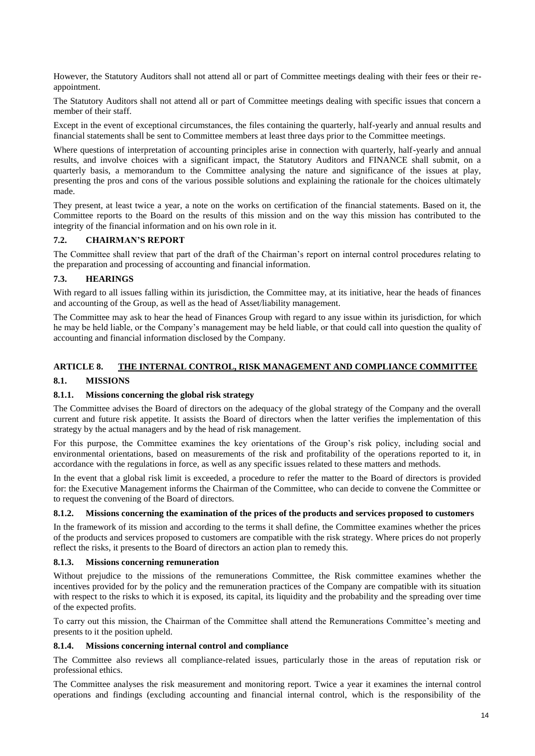However, the Statutory Auditors shall not attend all or part of Committee meetings dealing with their fees or their re-appointment.

The Statutory Auditors shall not attend all or part of Committee meetings dealing with specific issues that concern a member of their staff.

Except in the event of exceptional circumstances, the files containing the quarterly, half-yearly and annual results and financial statements shall be sent to Committee members at least three days prior to the Committee meetings.

Where questions of interpretation of accounting principles arise in connection with quarterly, half-yearly and annual results, and involve choices with a significant impact, the Statutory Auditors and FINANCE shall submit, on a quarterly basis, a memorandum to the Committee analysing the nature and significance of the issues at play, presenting the pros and cons of the various possible solutions and explaining the rationale for the choices ultimately made.

They present, at least twice a year, a note on the works on certification of the financial statements. Based on it, the Committee reports to the Board on the results of this mission and on the way this mission has contributed to the integrity of the financial information and on his own role in it.

### 7.2. CHAIRMAN'S REPORT

The Committee shall review that part of the draft of the Chairman's report on internal control procedures relating to the preparation and processing of accounting and financial information.

### 7.3. HEARINGS

With regard to all issues falling within its jurisdiction, the Committee may, at its initiative, hear the heads of finances and accounting of the Group, as well as the head of Asset/liability management.

The Committee may ask to hear the head of Finances Group with regard to any issue within its jurisdiction, for which he may be held liable, or the Company's management may be held liable, or that could call into question the quality of accounting and financial information disclosed by the Company.

## ARTICLE 8. THE INTERNAL CONTROL, RISK MANAGEMENT AND COMPLIANCE COMMITTEE

### 8.1. MISSIONS

#### 8.1.1. Missions concerning the global risk strategy

The Committee advises the Board of directors on the adequacy of the global strategy of the Company and the overall current and future risk appetite. It assists the Board of directors when the latter verifies the implementation of this strategy by the actual managers and by the head of risk management.

For this purpose, the Committee examines the key orientations of the Group's risk policy, including social and environmental orientations, based on measurements of the risk and profitability of the operations reported to it, in accordance with the regulations in force, as well as any specific issues related to these matters and methods.

In the event that a global risk limit is exceeded, a procedure to refer the matter to the Board of directors is provided for: the Executive Management informs the Chairman of the Committee, who can decide to convene the Committee or to request the convening of the Board of directors.

#### 8.1.2. Missions concerning the examination of the prices of the products and services proposed to customers

In the framework of its mission and according to the terms it shall define, the Committee examines whether the prices of the products and services proposed to customers are compatible with the risk strategy. Where prices do not properly reflect the risks, it presents to the Board of directors an action plan to remedy this.

#### 8.1.3. Missions concerning remuneration

Without prejudice to the missions of the remunerations Committee, the Risk committee examines whether the incentives provided for by the policy and the remuneration practices of the Company are compatible with its situation with respect to the risks to which it is exposed, its capital, its liquidity and the probability and the spreading over time of the expected profits.

To carry out this mission, the Chairman of the Committee shall attend the Remunerations Committee's meeting and presents to it the position upheld.

#### 8.1.4. Missions concerning internal control and compliance

The Committee also reviews all compliance-related issues, particularly those in the areas of reputation risk or professional ethics.

The Committee analyses the risk measurement and monitoring report. Twice a year it examines the internal control operations and findings (excluding accounting and financial internal control, which is the responsibility of the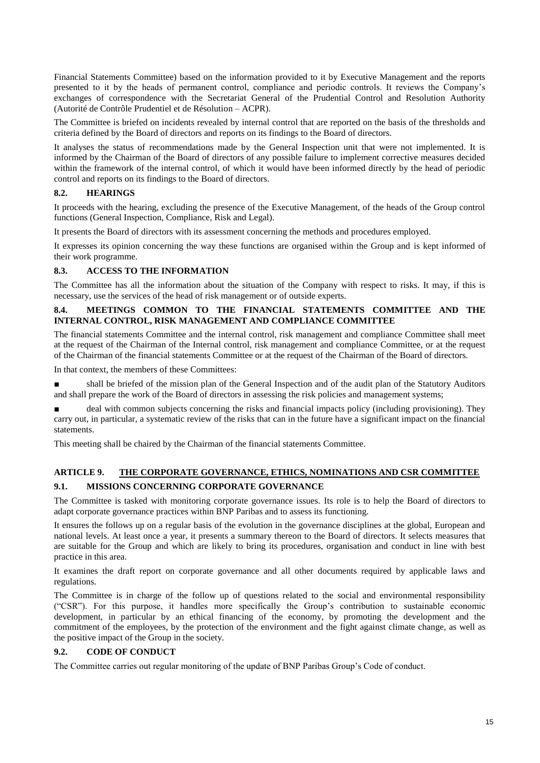Financial Statements Committee) based on the information provided to it by Executive Management and the reports presented to it by the heads of permanent control, compliance and periodic controls. It reviews the Company's exchanges of correspondence with the Secretariat General of the Prudential Control and Resolution Authority (Autorité de Contrôle Prudentiel et de Résolution – ACPR).

The Committee is briefed on incidents revealed by internal control that are reported on the basis of the thresholds and criteria defined by the Board of directors and reports on its findings to the Board of directors.

It analyses the status of recommendations made by the General Inspection unit that were not implemented. It is informed by the Chairman of the Board of directors of any possible failure to implement corrective measures decided within the framework of the internal control, of which it would have been informed directly by the head of periodic control and reports on its findings to the Board of directors.

### 8.2. HEARINGS

It proceeds with the hearing, excluding the presence of the Executive Management, of the heads of the Group control functions (General Inspection, Compliance, Risk and Legal).

It presents the Board of directors with its assessment concerning the methods and procedures employed.

It expresses its opinion concerning the way these functions are organised within the Group and is kept informed of their work programme.

### 8.3. ACCESS TO THE INFORMATION

The Committee has all the information about the situation of the Company with respect to risks. It may, if this is necessary, use the services of the head of risk management or of outside experts.

### 8.4. MEETINGS COMMON TO THE FINANCIAL STATEMENTS COMMITTEE AND THE INTERNAL CONTROL, RISK MANAGEMENT AND COMPLIANCE COMMITTEE

The financial statements Committee and the internal control, risk management and compliance Committee shall meet at the request of the Chairman of the Internal control, risk management and compliance Committee, or at the request of the Chairman of the financial statements Committee or at the request of the Chairman of the Board of directors.

In that context, the members of these Committees:

- shall be briefed of the mission plan of the General Inspection and of the audit plan of the Statutory Auditors and shall prepare the work of the Board of directors in assessing the risk policies and management systems;
- deal with common subjects concerning the risks and financial impacts policy (including provisioning). They carry out, in particular, a systematic review of the risks that can in the future have a significant impact on the financial statements.

This meeting shall be chaired by the Chairman of the financial statements Committee.

## ARTICLE 9. THE CORPORATE GOVERNANCE, ETHICS, NOMINATIONS AND CSR COMMITTEE

### 9.1. MISSIONS CONCERNING CORPORATE GOVERNANCE

The Committee is tasked with monitoring corporate governance issues. Its role is to help the Board of directors to adapt corporate governance practices within BNP Paribas and to assess its functioning.

It ensures the follows up on a regular basis of the evolution in the governance disciplines at the global, European and national levels. At least once a year, it presents a summary thereon to the Board of directors. It selects measures that are suitable for the Group and which are likely to bring its procedures, organisation and conduct in line with best practice in this area.

It examines the draft report on corporate governance and all other documents required by applicable laws and regulations.

The Committee is in charge of the follow up of questions related to the social and environmental responsibility ("CSR"). For this purpose, it handles more specifically the Group's contribution to sustainable economic development, in particular by an ethical financing of the economy, by promoting the development and the commitment of the employees, by the protection of the environment and the fight against climate change, as well as the positive impact of the Group in the society.

### 9.2. CODE OF CONDUCT

The Committee carries out regular monitoring of the update of BNP Paribas Group's Code of conduct.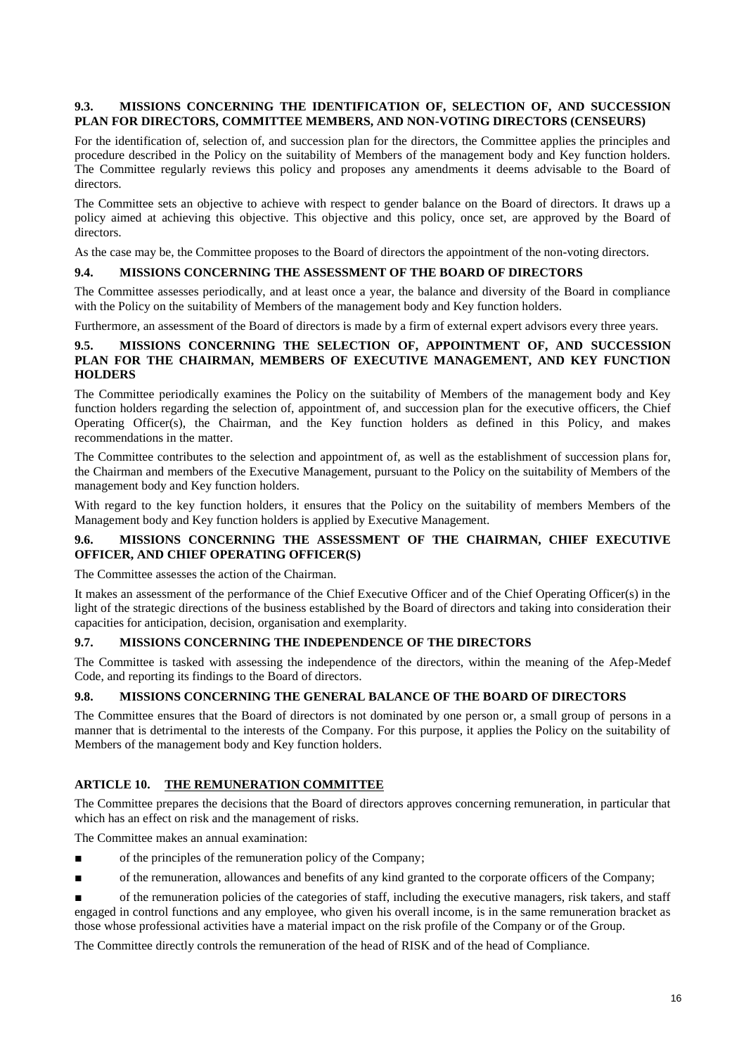### 9.3. MISSIONS CONCERNING THE IDENTIFICATION OF, SELECTION OF, AND SUCCESSION PLAN FOR DIRECTORS, COMMITTEE MEMBERS, AND NON-VOTING DIRECTORS (CENSEURS)

For the identification of, selection of, and succession plan for the directors, the Committee applies the principles and procedure described in the Policy on the suitability of Members of the management body and Key function holders. The Committee regularly reviews this policy and proposes any amendments it deems advisable to the Board of directors.

The Committee sets an objective to achieve with respect to gender balance on the Board of directors. It draws up a policy aimed at achieving this objective. This objective and this policy, once set, are approved by the Board of directors.

As the case may be, the Committee proposes to the Board of directors the appointment of the non-voting directors.

### 9.4. MISSIONS CONCERNING THE ASSESSMENT OF THE BOARD OF DIRECTORS

The Committee assesses periodically, and at least once a year, the balance and diversity of the Board in compliance with the Policy on the suitability of Members of the management body and Key function holders.

Furthermore, an assessment of the Board of directors is made by a firm of external expert advisors every three years.

### 9.5. MISSIONS CONCERNING THE SELECTION OF, APPOINTMENT OF, AND SUCCESSION PLAN FOR THE CHAIRMAN, MEMBERS OF EXECUTIVE MANAGEMENT, AND KEY FUNCTION HOLDERS

The Committee periodically examines the Policy on the suitability of Members of the management body and Key function holders regarding the selection of, appointment of, and succession plan for the executive officers, the Chief Operating Officer(s), the Chairman, and the Key function holders as defined in this Policy, and makes recommendations in the matter.

The Committee contributes to the selection and appointment of, as well as the establishment of succession plans for, the Chairman and members of the Executive Management, pursuant to the Policy on the suitability of Members of the management body and Key function holders.

With regard to the key function holders, it ensures that the Policy on the suitability of members Members of the Management body and Key function holders is applied by Executive Management.

### 9.6. MISSIONS CONCERNING THE ASSESSMENT OF THE CHAIRMAN, CHIEF EXECUTIVE OFFICER, AND CHIEF OPERATING OFFICER(S)

The Committee assesses the action of the Chairman.

It makes an assessment of the performance of the Chief Executive Officer and of the Chief Operating Officer(s) in the light of the strategic directions of the business established by the Board of directors and taking into consideration their capacities for anticipation, decision, organisation and exemplarity.

### 9.7. MISSIONS CONCERNING THE INDEPENDENCE OF THE DIRECTORS

The Committee is tasked with assessing the independence of the directors, within the meaning of the Afep-Medef Code, and reporting its findings to the Board of directors.

### 9.8. MISSIONS CONCERNING THE GENERAL BALANCE OF THE BOARD OF DIRECTORS

The Committee ensures that the Board of directors is not dominated by one person or, a small group of persons in a manner that is detrimental to the interests of the Company. For this purpose, it applies the Policy on the suitability of Members of the management body and Key function holders.

## ARTICLE 10. THE REMUNERATION COMMITTEE

The Committee prepares the decisions that the Board of directors approves concerning remuneration, in particular that which has an effect on risk and the management of risks.

The Committee makes an annual examination:

- of the principles of the remuneration policy of the Company;
- of the remuneration, allowances and benefits of any kind granted to the corporate officers of the Company;
- of the remuneration policies of the categories of staff, including the executive managers, risk takers, and staff engaged in control functions and any employee, who given his overall income, is in the same remuneration bracket as those whose professional activities have a material impact on the risk profile of the Company or of the Group.

The Committee directly controls the remuneration of the head of RISK and of the head of Compliance.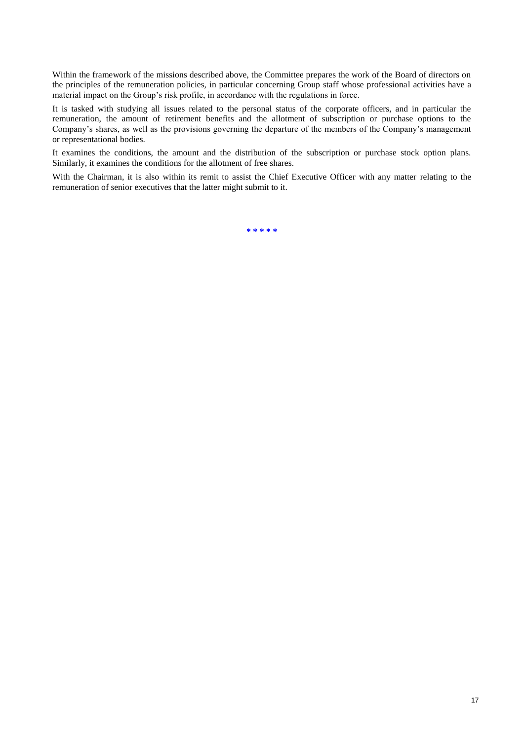Within the framework of the missions described above, the Committee prepares the work of the Board of directors on the principles of the remuneration policies, in particular concerning Group staff whose professional activities have a material impact on the Group's risk profile, in accordance with the regulations in force.

It is tasked with studying all issues related to the personal status of the corporate officers, and in particular the remuneration, the amount of retirement benefits and the allotment of subscription or purchase options to the Company's shares, as well as the provisions governing the departure of the members of the Company's management or representational bodies.

It examines the conditions, the amount and the distribution of the subscription or purchase stock option plans. Similarly, it examines the conditions for the allotment of free shares.

With the Chairman, it is also within its remit to assist the Chief Executive Officer with any matter relating to the remuneration of senior executives that the latter might submit to it.

\* \* \* \* \*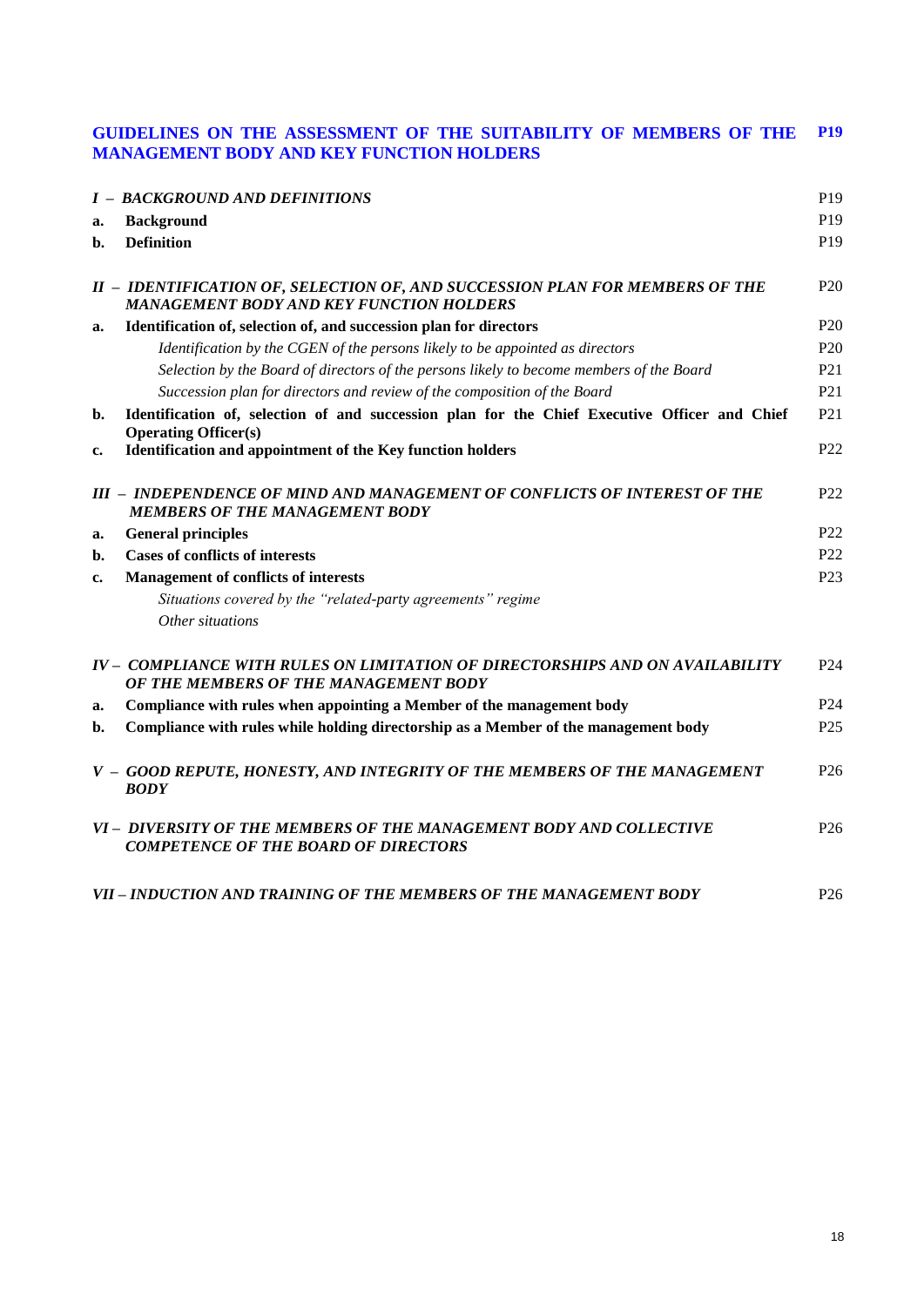## GUIDELINES ON THE ASSESSMENT OF THE SUITABILITY OF MEMBERS OF THE MANAGEMENT BODY AND KEY FUNCTION HOLDERS — P19

| | | |
|---|---|---|
| ***I – BACKGROUND AND DEFINITIONS*** | | P19 |
| **a.** | **Background** | P19 |
| **b.** | **Definition** | P19 |
| ***II – IDENTIFICATION OF, SELECTION OF, AND SUCCESSION PLAN FOR MEMBERS OF THE MANAGEMENT BODY AND KEY FUNCTION HOLDERS*** | | P20 |
| **a.** | **Identification of, selection of, and succession plan for directors** | P20 |
| | *Identification by the CGEN of the persons likely to be appointed as directors* | P20 |
| | *Selection by the Board of directors of the persons likely to become members of the Board* | P21 |
| | *Succession plan for directors and review of the composition of the Board* | P21 |
| **b.** | **Identification of, selection of and succession plan for the Chief Executive Officer and Chief Operating Officer(s)** | P21 |
| **c.** | **Identification and appointment of the Key function holders** | P22 |
| ***III – INDEPENDENCE OF MIND AND MANAGEMENT OF CONFLICTS OF INTEREST OF THE MEMBERS OF THE MANAGEMENT BODY*** | | P22 |
| **a.** | **General principles** | P22 |
| **b.** | **Cases of conflicts of interests** | P22 |
| **c.** | **Management of conflicts of interests** | P23 |
| | *Situations covered by the "related-party agreements" regime* | |
| | *Other situations* | |
| ***IV – COMPLIANCE WITH RULES ON LIMITATION OF DIRECTORSHIPS AND ON AVAILABILITY OF THE MEMBERS OF THE MANAGEMENT BODY*** | | P24 |
| **a.** | **Compliance with rules when appointing a Member of the management body** | P24 |
| **b.** | **Compliance with rules while holding directorship as a Member of the management body** | P25 |
| ***V – GOOD REPUTE, HONESTY, AND INTEGRITY OF THE MEMBERS OF THE MANAGEMENT BODY*** | | P26 |
| ***VI – DIVERSITY OF THE MEMBERS OF THE MANAGEMENT BODY AND COLLECTIVE COMPETENCE OF THE BOARD OF DIRECTORS*** | | P26 |
| ***VII – INDUCTION AND TRAINING OF THE MEMBERS OF THE MANAGEMENT BODY*** | | P26 |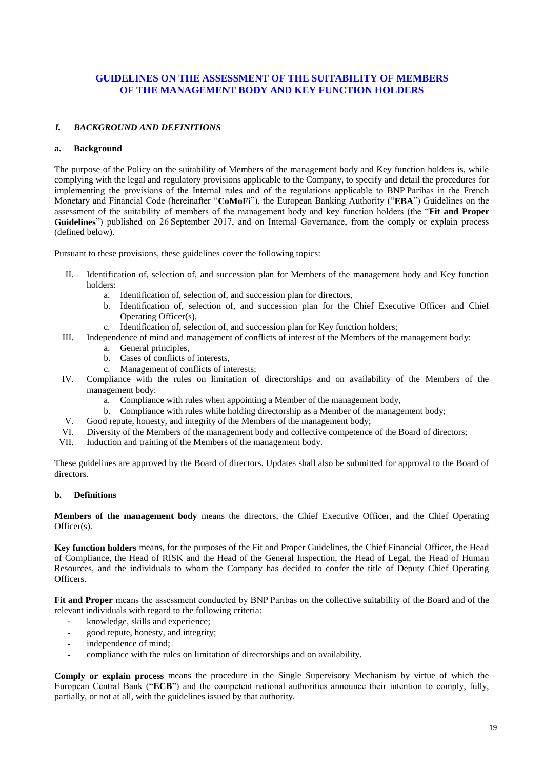# GUIDELINES ON THE ASSESSMENT OF THE SUITABILITY OF MEMBERS OF THE MANAGEMENT BODY AND KEY FUNCTION HOLDERS

## *I. BACKGROUND AND DEFINITIONS*

### a. Background

The purpose of the Policy on the suitability of Members of the management body and Key function holders is, while complying with the legal and regulatory provisions applicable to the Company, to specify and detail the procedures for implementing the provisions of the Internal rules and of the regulations applicable to BNP Paribas in the French Monetary and Financial Code (hereinafter "**CoMoFi**"), the European Banking Authority ("**EBA**") Guidelines on the assessment of the suitability of members of the management body and key function holders (the "**Fit and Proper Guidelines**") published on 26 September 2017, and on Internal Governance, from the comply or explain process (defined below).

Pursuant to these provisions, these guidelines cover the following topics:

- II. Identification of, selection of, and succession plan for Members of the management body and Key function holders:
  - a. Identification of, selection of, and succession plan for directors,
  - b. Identification of, selection of, and succession plan for the Chief Executive Officer and Chief Operating Officer(s),
  - c. Identification of, selection of, and succession plan for Key function holders;
- III. Independence of mind and management of conflicts of interest of the Members of the management body:
  - a. General principles,
  - b. Cases of conflicts of interests,
  - c. Management of conflicts of interests;
- IV. Compliance with the rules on limitation of directorships and on availability of the Members of the management body:
  - a. Compliance with rules when appointing a Member of the management body,
  - b. Compliance with rules while holding directorship as a Member of the management body;
- V. Good repute, honesty, and integrity of the Members of the management body;
- VI. Diversity of the Members of the management body and collective competence of the Board of directors;
- VII. Induction and training of the Members of the management body.

These guidelines are approved by the Board of directors. Updates shall also be submitted for approval to the Board of directors.

### b. Definitions

**Members of the management body** means the directors, the Chief Executive Officer, and the Chief Operating Officer(s).

**Key function holders** means, for the purposes of the Fit and Proper Guidelines, the Chief Financial Officer, the Head of Compliance, the Head of RISK and the Head of the General Inspection, the Head of Legal, the Head of Human Resources, and the individuals to whom the Company has decided to confer the title of Deputy Chief Operating Officers.

**Fit and Proper** means the assessment conducted by BNP Paribas on the collective suitability of the Board and of the relevant individuals with regard to the following criteria:

- knowledge, skills and experience;
- good repute, honesty, and integrity;
- independence of mind;
- compliance with the rules on limitation of directorships and on availability.

**Comply or explain process** means the procedure in the Single Supervisory Mechanism by virtue of which the European Central Bank ("**ECB**") and the competent national authorities announce their intention to comply, fully, partially, or not at all, with the guidelines issued by that authority.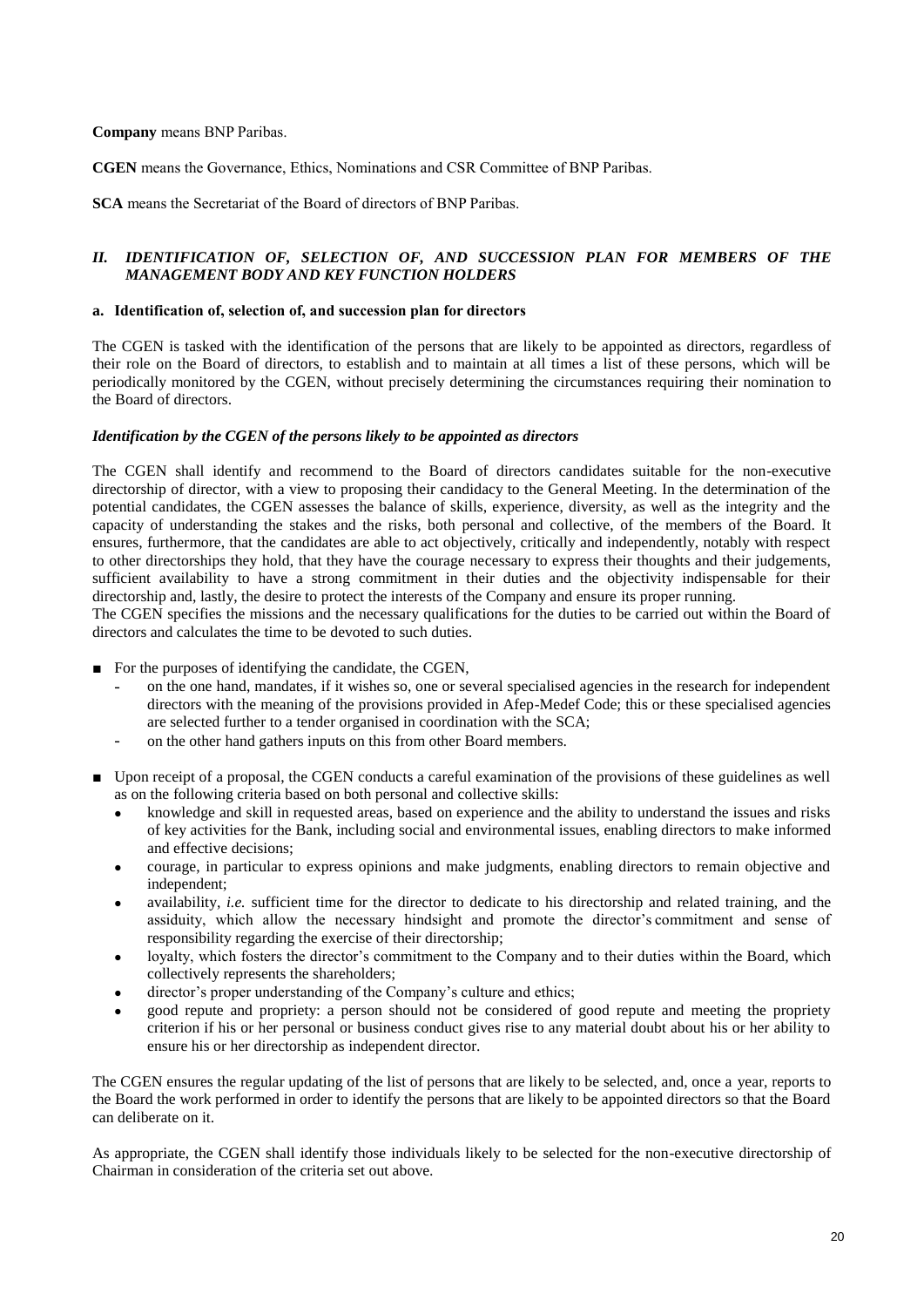**Company** means BNP Paribas.

**CGEN** means the Governance, Ethics, Nominations and CSR Committee of BNP Paribas.

**SCA** means the Secretariat of the Board of directors of BNP Paribas.

## *II. IDENTIFICATION OF, SELECTION OF, AND SUCCESSION PLAN FOR MEMBERS OF THE MANAGEMENT BODY AND KEY FUNCTION HOLDERS*

### a. Identification of, selection of, and succession plan for directors

The CGEN is tasked with the identification of the persons that are likely to be appointed as directors, regardless of their role on the Board of directors, to establish and to maintain at all times a list of these persons, which will be periodically monitored by the CGEN, without precisely determining the circumstances requiring their nomination to the Board of directors.

#### *Identification by the CGEN of the persons likely to be appointed as directors*

The CGEN shall identify and recommend to the Board of directors candidates suitable for the non-executive directorship of director, with a view to proposing their candidacy to the General Meeting. In the determination of the potential candidates, the CGEN assesses the balance of skills, experience, diversity, as well as the integrity and the capacity of understanding the stakes and the risks, both personal and collective, of the members of the Board. It ensures, furthermore, that the candidates are able to act objectively, critically and independently, notably with respect to other directorships they hold, that they have the courage necessary to express their thoughts and their judgements, sufficient availability to have a strong commitment in their duties and the objectivity indispensable for their directorship and, lastly, the desire to protect the interests of the Company and ensure its proper running.
The CGEN specifies the missions and the necessary qualifications for the duties to be carried out within the Board of directors and calculates the time to be devoted to such duties.

- For the purposes of identifying the candidate, the CGEN,
  - on the one hand, mandates, if it wishes so, one or several specialised agencies in the research for independent directors with the meaning of the provisions provided in Afep-Medef Code; this or these specialised agencies are selected further to a tender organised in coordination with the SCA;
  - on the other hand gathers inputs on this from other Board members.

- Upon receipt of a proposal, the CGEN conducts a careful examination of the provisions of these guidelines as well as on the following criteria based on both personal and collective skills:
  - knowledge and skill in requested areas, based on experience and the ability to understand the issues and risks of key activities for the Bank, including social and environmental issues, enabling directors to make informed and effective decisions;
  - courage, in particular to express opinions and make judgments, enabling directors to remain objective and independent;
  - availability, *i.e.* sufficient time for the director to dedicate to his directorship and related training, and the assiduity, which allow the necessary hindsight and promote the director's commitment and sense of responsibility regarding the exercise of their directorship;
  - loyalty, which fosters the director's commitment to the Company and to their duties within the Board, which collectively represents the shareholders;
  - director's proper understanding of the Company's culture and ethics;
  - good repute and propriety: a person should not be considered of good repute and meeting the propriety criterion if his or her personal or business conduct gives rise to any material doubt about his or her ability to ensure his or her directorship as independent director.

The CGEN ensures the regular updating of the list of persons that are likely to be selected, and, once a year, reports to the Board the work performed in order to identify the persons that are likely to be appointed directors so that the Board can deliberate on it.

As appropriate, the CGEN shall identify those individuals likely to be selected for the non-executive directorship of Chairman in consideration of the criteria set out above.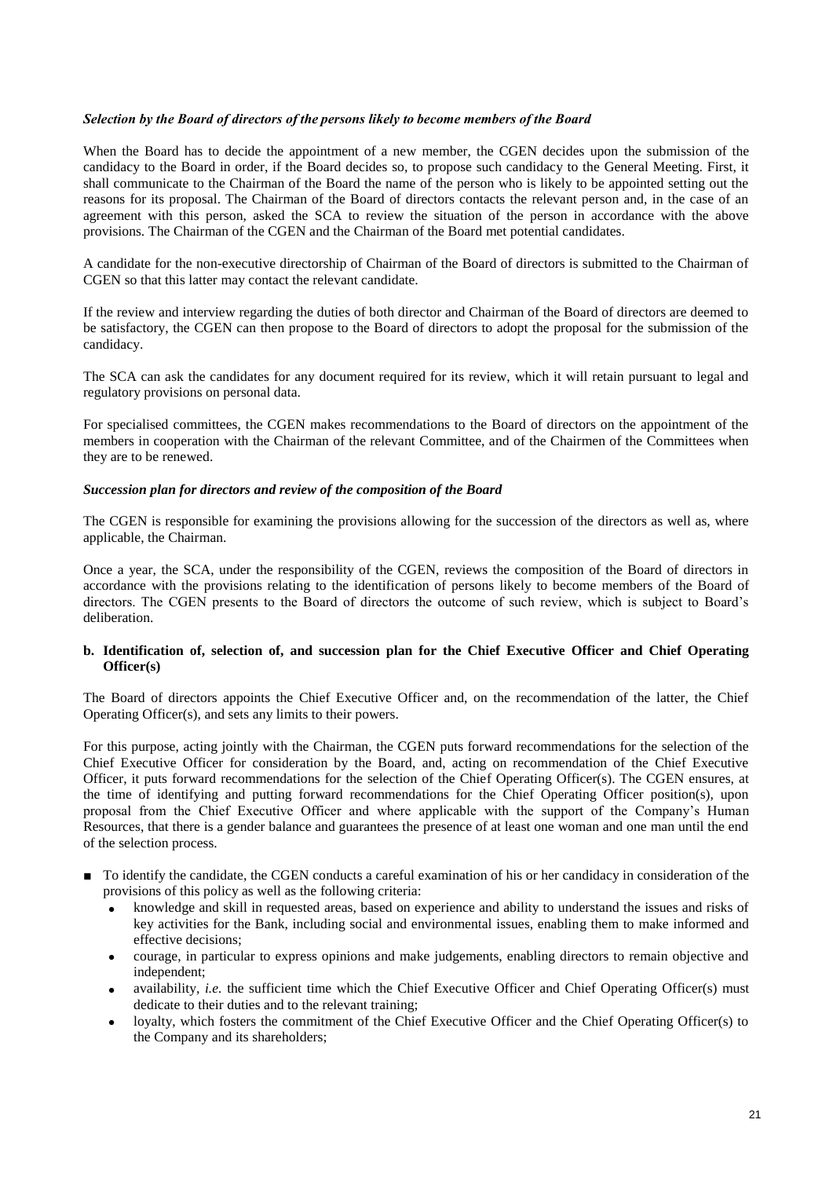***Selection by the Board of directors of the persons likely to become members of the Board***

When the Board has to decide the appointment of a new member, the CGEN decides upon the submission of the candidacy to the Board in order, if the Board decides so, to propose such candidacy to the General Meeting. First, it shall communicate to the Chairman of the Board the name of the person who is likely to be appointed setting out the reasons for its proposal. The Chairman of the Board of directors contacts the relevant person and, in the case of an agreement with this person, asked the SCA to review the situation of the person in accordance with the above provisions. The Chairman of the CGEN and the Chairman of the Board met potential candidates.

A candidate for the non-executive directorship of Chairman of the Board of directors is submitted to the Chairman of CGEN so that this latter may contact the relevant candidate.

If the review and interview regarding the duties of both director and Chairman of the Board of directors are deemed to be satisfactory, the CGEN can then propose to the Board of directors to adopt the proposal for the submission of the candidacy.

The SCA can ask the candidates for any document required for its review, which it will retain pursuant to legal and regulatory provisions on personal data.

For specialised committees, the CGEN makes recommendations to the Board of directors on the appointment of the members in cooperation with the Chairman of the relevant Committee, and of the Chairmen of the Committees when they are to be renewed.

***Succession plan for directors and review of the composition of the Board***

The CGEN is responsible for examining the provisions allowing for the succession of the directors as well as, where applicable, the Chairman.

Once a year, the SCA, under the responsibility of the CGEN, reviews the composition of the Board of directors in accordance with the provisions relating to the identification of persons likely to become members of the Board of directors. The CGEN presents to the Board of directors the outcome of such review, which is subject to Board's deliberation.

**b. Identification of, selection of, and succession plan for the Chief Executive Officer and Chief Operating Officer(s)**

The Board of directors appoints the Chief Executive Officer and, on the recommendation of the latter, the Chief Operating Officer(s), and sets any limits to their powers.

For this purpose, acting jointly with the Chairman, the CGEN puts forward recommendations for the selection of the Chief Executive Officer for consideration by the Board, and, acting on recommendation of the Chief Executive Officer, it puts forward recommendations for the selection of the Chief Operating Officer(s). The CGEN ensures, at the time of identifying and putting forward recommendations for the Chief Operating Officer position(s), upon proposal from the Chief Executive Officer and where applicable with the support of the Company's Human Resources, that there is a gender balance and guarantees the presence of at least one woman and one man until the end of the selection process.

- To identify the candidate, the CGEN conducts a careful examination of his or her candidacy in consideration of the provisions of this policy as well as the following criteria:
  - knowledge and skill in requested areas, based on experience and ability to understand the issues and risks of key activities for the Bank, including social and environmental issues, enabling them to make informed and effective decisions;
  - courage, in particular to express opinions and make judgements, enabling directors to remain objective and independent;
  - availability, *i.e.* the sufficient time which the Chief Executive Officer and Chief Operating Officer(s) must dedicate to their duties and to the relevant training;
  - loyalty, which fosters the commitment of the Chief Executive Officer and the Chief Operating Officer(s) to the Company and its shareholders;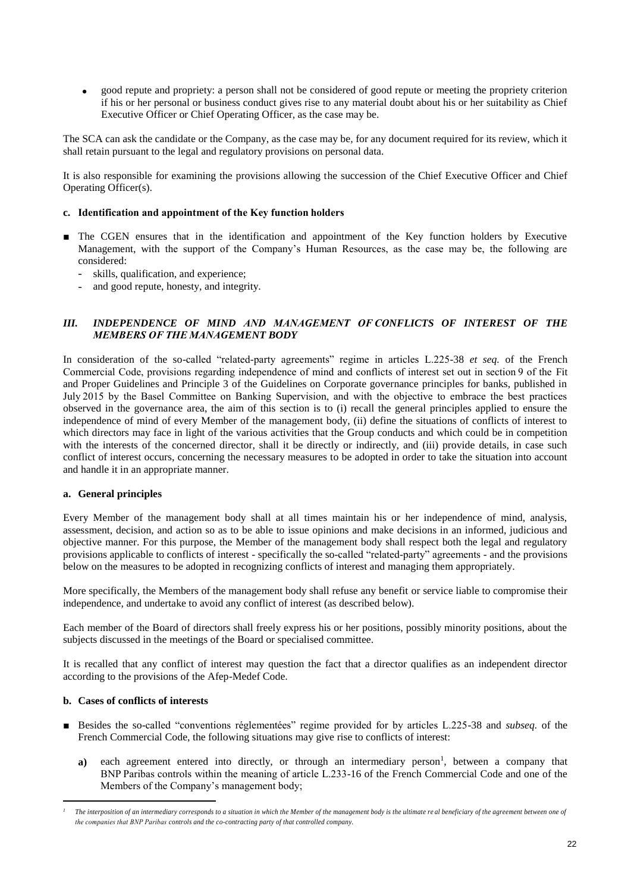- good repute and propriety: a person shall not be considered of good repute or meeting the propriety criterion if his or her personal or business conduct gives rise to any material doubt about his or her suitability as Chief Executive Officer or Chief Operating Officer, as the case may be.

The SCA can ask the candidate or the Company, as the case may be, for any document required for its review, which it shall retain pursuant to the legal and regulatory provisions on personal data.

It is also responsible for examining the provisions allowing the succession of the Chief Executive Officer and Chief Operating Officer(s).

#### c. Identification and appointment of the Key function holders

- The CGEN ensures that in the identification and appointment of the Key function holders by Executive Management, with the support of the Company's Human Resources, as the case may be, the following are considered:
  - skills, qualification, and experience;
  - and good repute, honesty, and integrity.

### *III. INDEPENDENCE OF MIND AND MANAGEMENT OF CONFLICTS OF INTEREST OF THE MEMBERS OF THE MANAGEMENT BODY*

In consideration of the so-called "related-party agreements" regime in articles L.225-38 *et seq.* of the French Commercial Code, provisions regarding independence of mind and conflicts of interest set out in section 9 of the Fit and Proper Guidelines and Principle 3 of the Guidelines on Corporate governance principles for banks, published in July 2015 by the Basel Committee on Banking Supervision, and with the objective to embrace the best practices observed in the governance area, the aim of this section is to (i) recall the general principles applied to ensure the independence of mind of every Member of the management body, (ii) define the situations of conflicts of interest to which directors may face in light of the various activities that the Group conducts and which could be in competition with the interests of the concerned director, shall it be directly or indirectly, and (iii) provide details, in case such conflict of interest occurs, concerning the necessary measures to be adopted in order to take the situation into account and handle it in an appropriate manner.

#### a. General principles

Every Member of the management body shall at all times maintain his or her independence of mind, analysis, assessment, decision, and action so as to be able to issue opinions and make decisions in an informed, judicious and objective manner. For this purpose, the Member of the management body shall respect both the legal and regulatory provisions applicable to conflicts of interest - specifically the so-called "related-party" agreements - and the provisions below on the measures to be adopted in recognizing conflicts of interest and managing them appropriately.

More specifically, the Members of the management body shall refuse any benefit or service liable to compromise their independence, and undertake to avoid any conflict of interest (as described below).

Each member of the Board of directors shall freely express his or her positions, possibly minority positions, about the subjects discussed in the meetings of the Board or specialised committee.

It is recalled that any conflict of interest may question the fact that a director qualifies as an independent director according to the provisions of the Afep-Medef Code.

#### b. Cases of conflicts of interests

- Besides the so-called "conventions réglementées" regime provided for by articles L.225-38 and *subseq.* of the French Commercial Code, the following situations may give rise to conflicts of interest:

  **a)** each agreement entered into directly, or through an intermediary person[1], between a company that BNP Paribas controls within the meaning of article L.233-16 of the French Commercial Code and one of the Members of the Company's management body;

[1] *The interposition of an intermediary corresponds to a situation in which the Member of the management body is the ultimate real beneficiary of the agreement between one of the companies that BNP Paribas controls and the co-contracting party of that controlled company.*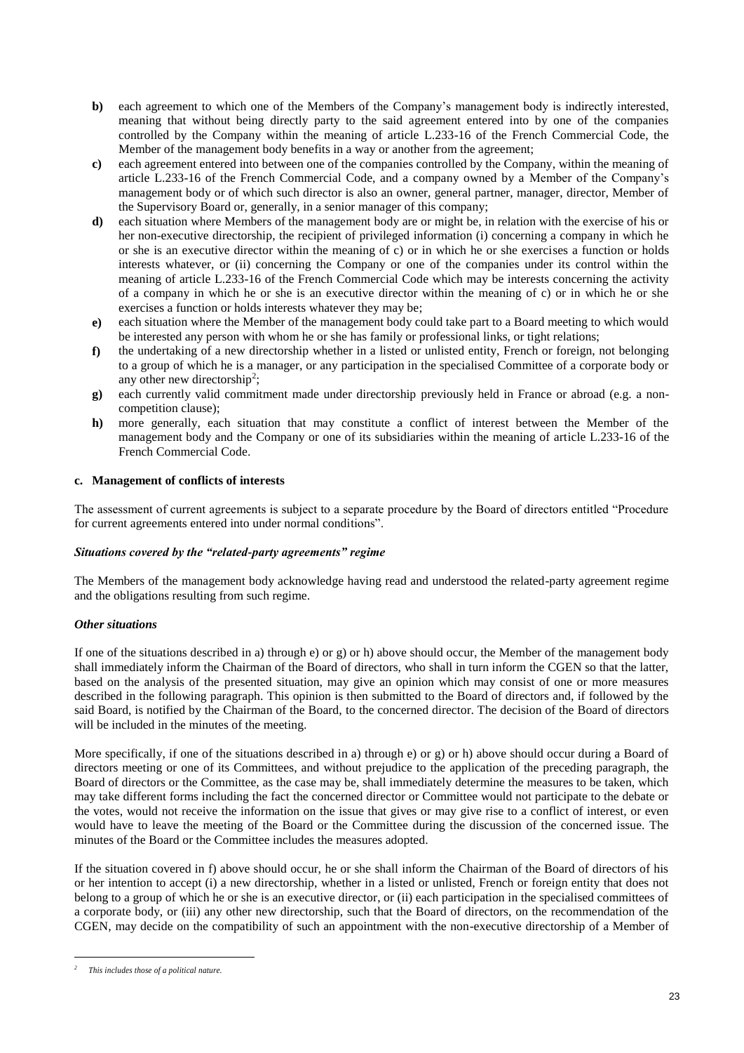**b)** each agreement to which one of the Members of the Company's management body is indirectly interested, meaning that without being directly party to the said agreement entered into by one of the companies controlled by the Company within the meaning of article L.233-16 of the French Commercial Code, the Member of the management body benefits in a way or another from the agreement;

**c)** each agreement entered into between one of the companies controlled by the Company, within the meaning of article L.233-16 of the French Commercial Code, and a company owned by a Member of the Company's management body or of which such director is also an owner, general partner, manager, director, Member of the Supervisory Board or, generally, in a senior manager of this company;

**d)** each situation where Members of the management body are or might be, in relation with the exercise of his or her non-executive directorship, the recipient of privileged information (i) concerning a company in which he or she is an executive director within the meaning of c) or in which he or she exercises a function or holds interests whatever, or (ii) concerning the Company or one of the companies under its control within the meaning of article L.233-16 of the French Commercial Code which may be interests concerning the activity of a company in which he or she is an executive director within the meaning of c) or in which he or she exercises a function or holds interests whatever they may be;

**e)** each situation where the Member of the management body could take part to a Board meeting to which would be interested any person with whom he or she has family or professional links, or tight relations;

**f)** the undertaking of a new directorship whether in a listed or unlisted entity, French or foreign, not belonging to a group of which he is a manager, or any participation in the specialised Committee of a corporate body or any other new directorship[2];

**g)** each currently valid commitment made under directorship previously held in France or abroad (e.g. a non-competition clause);

**h)** more generally, each situation that may constitute a conflict of interest between the Member of the management body and the Company or one of its subsidiaries within the meaning of article L.233-16 of the French Commercial Code.

### c. Management of conflicts of interests

The assessment of current agreements is subject to a separate procedure by the Board of directors entitled "Procedure for current agreements entered into under normal conditions".

***Situations covered by the "related-party agreements" regime***

The Members of the management body acknowledge having read and understood the related-party agreement regime and the obligations resulting from such regime.

***Other situations***

If one of the situations described in a) through e) or g) or h) above should occur, the Member of the management body shall immediately inform the Chairman of the Board of directors, who shall in turn inform the CGEN so that the latter, based on the analysis of the presented situation, may give an opinion which may consist of one or more measures described in the following paragraph. This opinion is then submitted to the Board of directors and, if followed by the said Board, is notified by the Chairman of the Board, to the concerned director. The decision of the Board of directors will be included in the minutes of the meeting.

More specifically, if one of the situations described in a) through e) or g) or h) above should occur during a Board of directors meeting or one of its Committees, and without prejudice to the application of the preceding paragraph, the Board of directors or the Committee, as the case may be, shall immediately determine the measures to be taken, which may take different forms including the fact the concerned director or Committee would not participate to the debate or the votes, would not receive the information on the issue that gives or may give rise to a conflict of interest, or even would have to leave the meeting of the Board or the Committee during the discussion of the concerned issue. The minutes of the Board or the Committee includes the measures adopted.

If the situation covered in f) above should occur, he or she shall inform the Chairman of the Board of directors of his or her intention to accept (i) a new directorship, whether in a listed or unlisted, French or foreign entity that does not belong to a group of which he or she is an executive director, or (ii) each participation in the specialised committees of a corporate body, or (iii) any other new directorship, such that the Board of directors, on the recommendation of the CGEN, may decide on the compatibility of such an appointment with the non-executive directorship of a Member of

---

[2] *This includes those of a political nature.*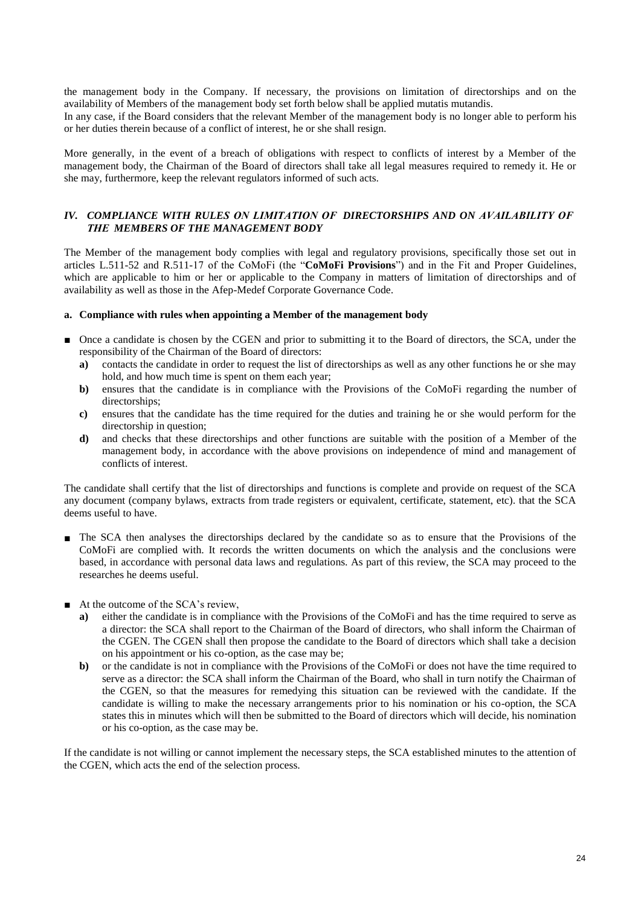the management body in the Company. If necessary, the provisions on limitation of directorships and on the availability of Members of the management body set forth below shall be applied mutatis mutandis.
In any case, if the Board considers that the relevant Member of the management body is no longer able to perform his or her duties therein because of a conflict of interest, he or she shall resign.

More generally, in the event of a breach of obligations with respect to conflicts of interest by a Member of the management body, the Chairman of the Board of directors shall take all legal measures required to remedy it. He or she may, furthermore, keep the relevant regulators informed of such acts.

## *IV. COMPLIANCE WITH RULES ON LIMITATION OF DIRECTORSHIPS AND ON AVAILABILITY OF THE MEMBERS OF THE MANAGEMENT BODY*

The Member of the management body complies with legal and regulatory provisions, specifically those set out in articles L.511-52 and R.511-17 of the CoMoFi (the "**CoMoFi Provisions**") and in the Fit and Proper Guidelines, which are applicable to him or her or applicable to the Company in matters of limitation of directorships and of availability as well as those in the Afep-Medef Corporate Governance Code.

### a. Compliance with rules when appointing a Member of the management body

- Once a candidate is chosen by the CGEN and prior to submitting it to the Board of directors, the SCA, under the responsibility of the Chairman of the Board of directors:
  - **a)** contacts the candidate in order to request the list of directorships as well as any other functions he or she may hold, and how much time is spent on them each year;
  - **b)** ensures that the candidate is in compliance with the Provisions of the CoMoFi regarding the number of directorships;
  - **c)** ensures that the candidate has the time required for the duties and training he or she would perform for the directorship in question;
  - **d)** and checks that these directorships and other functions are suitable with the position of a Member of the management body, in accordance with the above provisions on independence of mind and management of conflicts of interest.

The candidate shall certify that the list of directorships and functions is complete and provide on request of the SCA any document (company bylaws, extracts from trade registers or equivalent, certificate, statement, etc). that the SCA deems useful to have.

- The SCA then analyses the directorships declared by the candidate so as to ensure that the Provisions of the CoMoFi are complied with. It records the written documents on which the analysis and the conclusions were based, in accordance with personal data laws and regulations. As part of this review, the SCA may proceed to the researches he deems useful.

- At the outcome of the SCA's review,
  - **a)** either the candidate is in compliance with the Provisions of the CoMoFi and has the time required to serve as a director: the SCA shall report to the Chairman of the Board of directors, who shall inform the Chairman of the CGEN. The CGEN shall then propose the candidate to the Board of directors which shall take a decision on his appointment or his co-option, as the case may be;
  - **b)** or the candidate is not in compliance with the Provisions of the CoMoFi or does not have the time required to serve as a director: the SCA shall inform the Chairman of the Board, who shall in turn notify the Chairman of the CGEN, so that the measures for remedying this situation can be reviewed with the candidate. If the candidate is willing to make the necessary arrangements prior to his nomination or his co-option, the SCA states this in minutes which will then be submitted to the Board of directors which will decide, his nomination or his co-option, as the case may be.

If the candidate is not willing or cannot implement the necessary steps, the SCA established minutes to the attention of the CGEN, which acts the end of the selection process.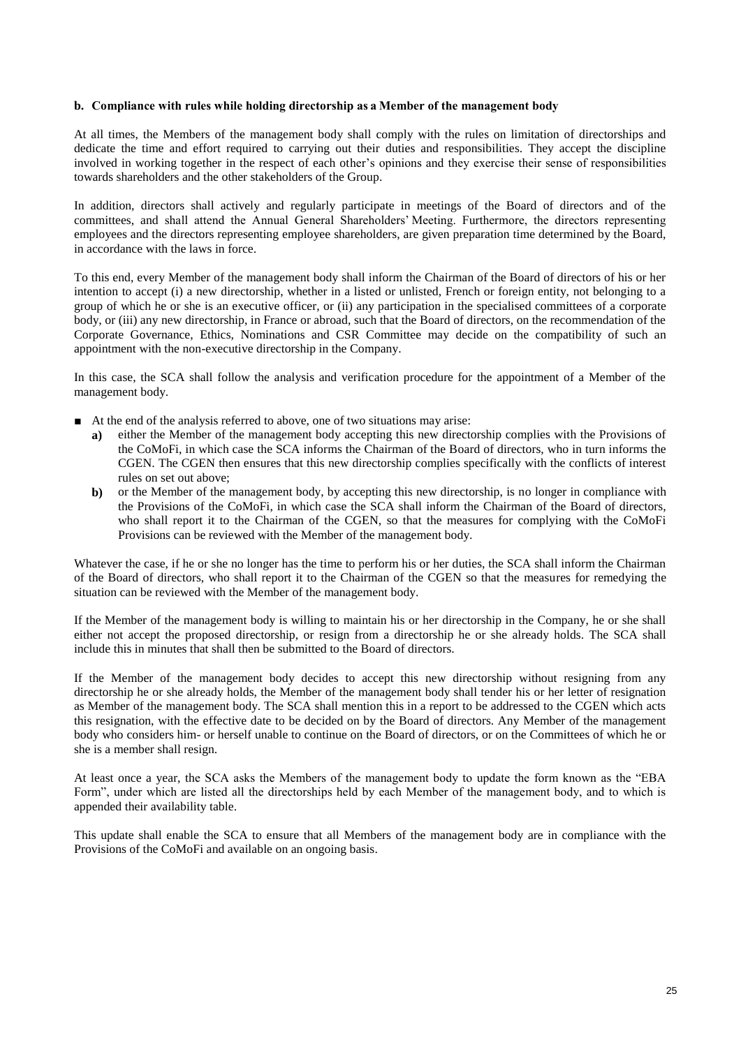**b. Compliance with rules while holding directorship as a Member of the management body**

At all times, the Members of the management body shall comply with the rules on limitation of directorships and dedicate the time and effort required to carrying out their duties and responsibilities. They accept the discipline involved in working together in the respect of each other's opinions and they exercise their sense of responsibilities towards shareholders and the other stakeholders of the Group.

In addition, directors shall actively and regularly participate in meetings of the Board of directors and of the committees, and shall attend the Annual General Shareholders' Meeting. Furthermore, the directors representing employees and the directors representing employee shareholders, are given preparation time determined by the Board, in accordance with the laws in force.

To this end, every Member of the management body shall inform the Chairman of the Board of directors of his or her intention to accept (i) a new directorship, whether in a listed or unlisted, French or foreign entity, not belonging to a group of which he or she is an executive officer, or (ii) any participation in the specialised committees of a corporate body, or (iii) any new directorship, in France or abroad, such that the Board of directors, on the recommendation of the Corporate Governance, Ethics, Nominations and CSR Committee may decide on the compatibility of such an appointment with the non-executive directorship in the Company.

In this case, the SCA shall follow the analysis and verification procedure for the appointment of a Member of the management body.

- At the end of the analysis referred to above, one of two situations may arise:
  - **a)** either the Member of the management body accepting this new directorship complies with the Provisions of the CoMoFi, in which case the SCA informs the Chairman of the Board of directors, who in turn informs the CGEN. The CGEN then ensures that this new directorship complies specifically with the conflicts of interest rules on set out above;
  - **b)** or the Member of the management body, by accepting this new directorship, is no longer in compliance with the Provisions of the CoMoFi, in which case the SCA shall inform the Chairman of the Board of directors, who shall report it to the Chairman of the CGEN, so that the measures for complying with the CoMoFi Provisions can be reviewed with the Member of the management body.

Whatever the case, if he or she no longer has the time to perform his or her duties, the SCA shall inform the Chairman of the Board of directors, who shall report it to the Chairman of the CGEN so that the measures for remedying the situation can be reviewed with the Member of the management body.

If the Member of the management body is willing to maintain his or her directorship in the Company, he or she shall either not accept the proposed directorship, or resign from a directorship he or she already holds. The SCA shall include this in minutes that shall then be submitted to the Board of directors.

If the Member of the management body decides to accept this new directorship without resigning from any directorship he or she already holds, the Member of the management body shall tender his or her letter of resignation as Member of the management body. The SCA shall mention this in a report to be addressed to the CGEN which acts this resignation, with the effective date to be decided on by the Board of directors. Any Member of the management body who considers him- or herself unable to continue on the Board of directors, or on the Committees of which he or she is a member shall resign.

At least once a year, the SCA asks the Members of the management body to update the form known as the "EBA Form", under which are listed all the directorships held by each Member of the management body, and to which is appended their availability table.

This update shall enable the SCA to ensure that all Members of the management body are in compliance with the Provisions of the CoMoFi and available on an ongoing basis.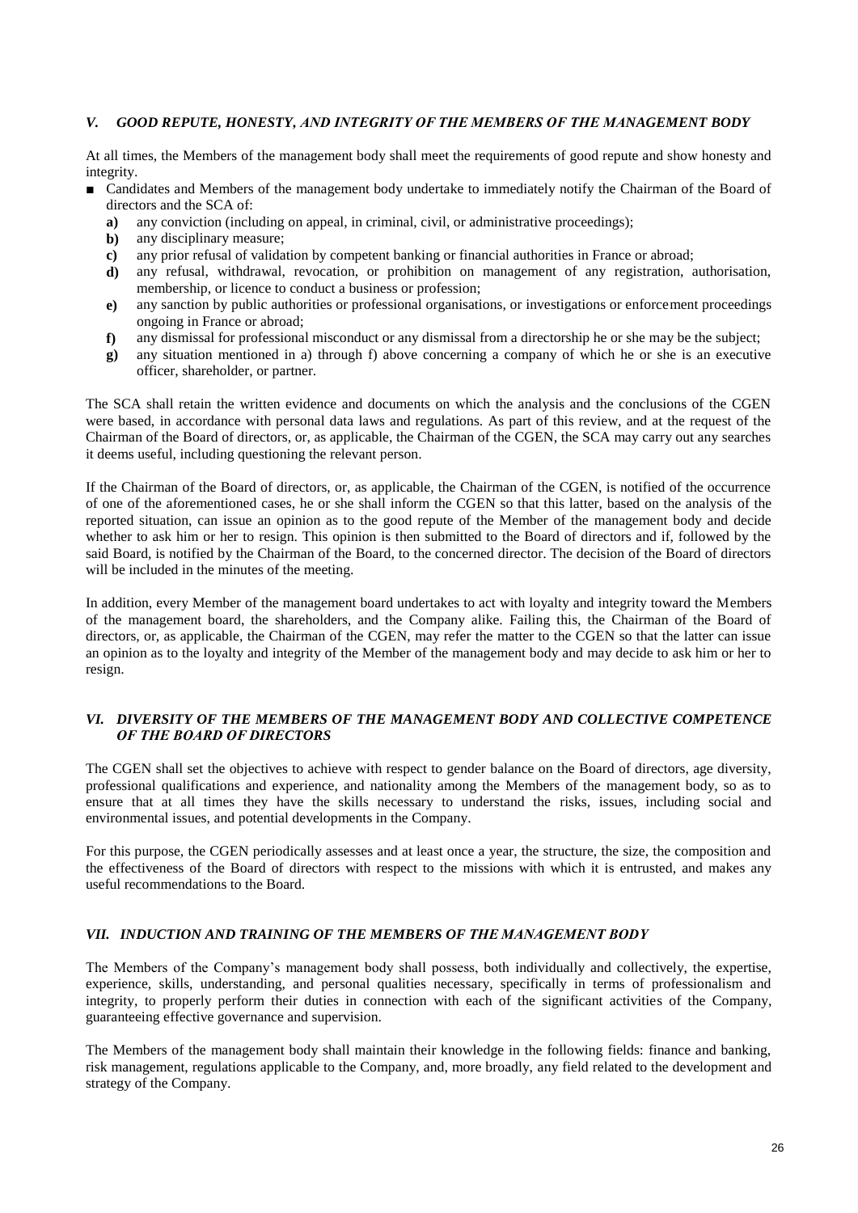### *V. GOOD REPUTE, HONESTY, AND INTEGRITY OF THE MEMBERS OF THE MANAGEMENT BODY*

At all times, the Members of the management body shall meet the requirements of good repute and show honesty and integrity.

- Candidates and Members of the management body undertake to immediately notify the Chairman of the Board of directors and the SCA of:
  - **a)** any conviction (including on appeal, in criminal, civil, or administrative proceedings);
  - **b)** any disciplinary measure;
  - **c)** any prior refusal of validation by competent banking or financial authorities in France or abroad;
  - **d)** any refusal, withdrawal, revocation, or prohibition on management of any registration, authorisation, membership, or licence to conduct a business or profession;
  - **e)** any sanction by public authorities or professional organisations, or investigations or enforcement proceedings ongoing in France or abroad;
  - **f)** any dismissal for professional misconduct or any dismissal from a directorship he or she may be the subject;
  - **g)** any situation mentioned in a) through f) above concerning a company of which he or she is an executive officer, shareholder, or partner.

The SCA shall retain the written evidence and documents on which the analysis and the conclusions of the CGEN were based, in accordance with personal data laws and regulations. As part of this review, and at the request of the Chairman of the Board of directors, or, as applicable, the Chairman of the CGEN, the SCA may carry out any searches it deems useful, including questioning the relevant person.

If the Chairman of the Board of directors, or, as applicable, the Chairman of the CGEN, is notified of the occurrence of one of the aforementioned cases, he or she shall inform the CGEN so that this latter, based on the analysis of the reported situation, can issue an opinion as to the good repute of the Member of the management body and decide whether to ask him or her to resign. This opinion is then submitted to the Board of directors and if, followed by the said Board, is notified by the Chairman of the Board, to the concerned director. The decision of the Board of directors will be included in the minutes of the meeting.

In addition, every Member of the management board undertakes to act with loyalty and integrity toward the Members of the management board, the shareholders, and the Company alike. Failing this, the Chairman of the Board of directors, or, as applicable, the Chairman of the CGEN, may refer the matter to the CGEN so that the latter can issue an opinion as to the loyalty and integrity of the Member of the management body and may decide to ask him or her to resign.

### *VI. DIVERSITY OF THE MEMBERS OF THE MANAGEMENT BODY AND COLLECTIVE COMPETENCE OF THE BOARD OF DIRECTORS*

The CGEN shall set the objectives to achieve with respect to gender balance on the Board of directors, age diversity, professional qualifications and experience, and nationality among the Members of the management body, so as to ensure that at all times they have the skills necessary to understand the risks, issues, including social and environmental issues, and potential developments in the Company.

For this purpose, the CGEN periodically assesses and at least once a year, the structure, the size, the composition and the effectiveness of the Board of directors with respect to the missions with which it is entrusted, and makes any useful recommendations to the Board.

### *VII. INDUCTION AND TRAINING OF THE MEMBERS OF THE MANAGEMENT BODY*

The Members of the Company's management body shall possess, both individually and collectively, the expertise, experience, skills, understanding, and personal qualities necessary, specifically in terms of professionalism and integrity, to properly perform their duties in connection with each of the significant activities of the Company, guaranteeing effective governance and supervision.

The Members of the management body shall maintain their knowledge in the following fields: finance and banking, risk management, regulations applicable to the Company, and, more broadly, any field related to the development and strategy of the Company.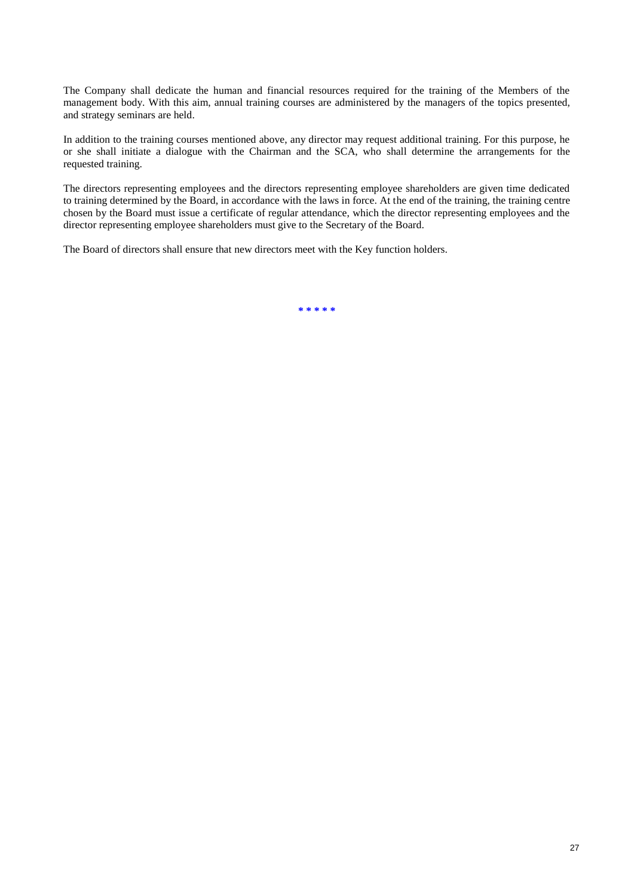The Company shall dedicate the human and financial resources required for the training of the Members of the management body. With this aim, annual training courses are administered by the managers of the topics presented, and strategy seminars are held.

In addition to the training courses mentioned above, any director may request additional training. For this purpose, he or she shall initiate a dialogue with the Chairman and the SCA, who shall determine the arrangements for the requested training.

The directors representing employees and the directors representing employee shareholders are given time dedicated to training determined by the Board, in accordance with the laws in force. At the end of the training, the training centre chosen by the Board must issue a certificate of regular attendance, which the director representing employees and the director representing employee shareholders must give to the Secretary of the Board.

The Board of directors shall ensure that new directors meet with the Key function holders.

* * * * *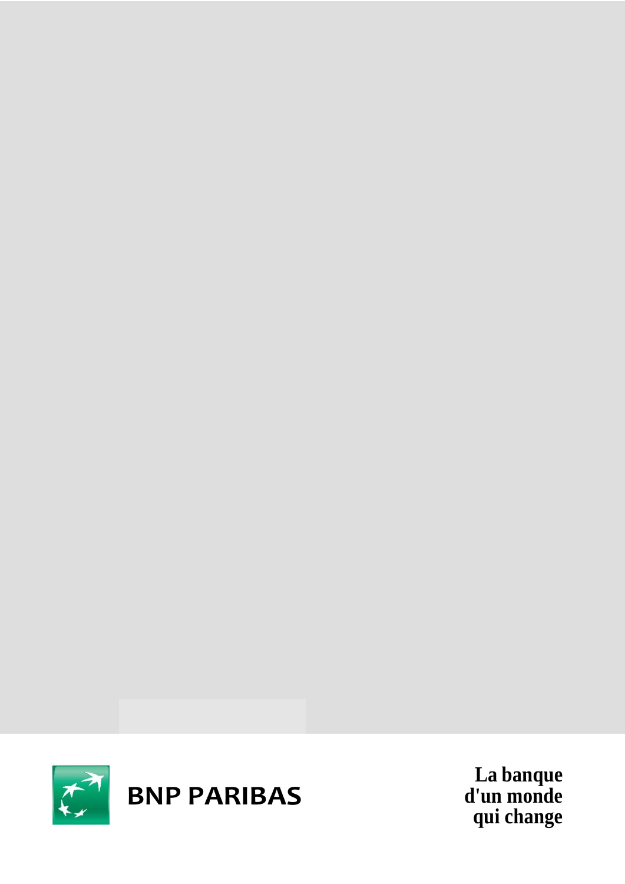BNP PARIBAS

La banque
d'un monde
qui change